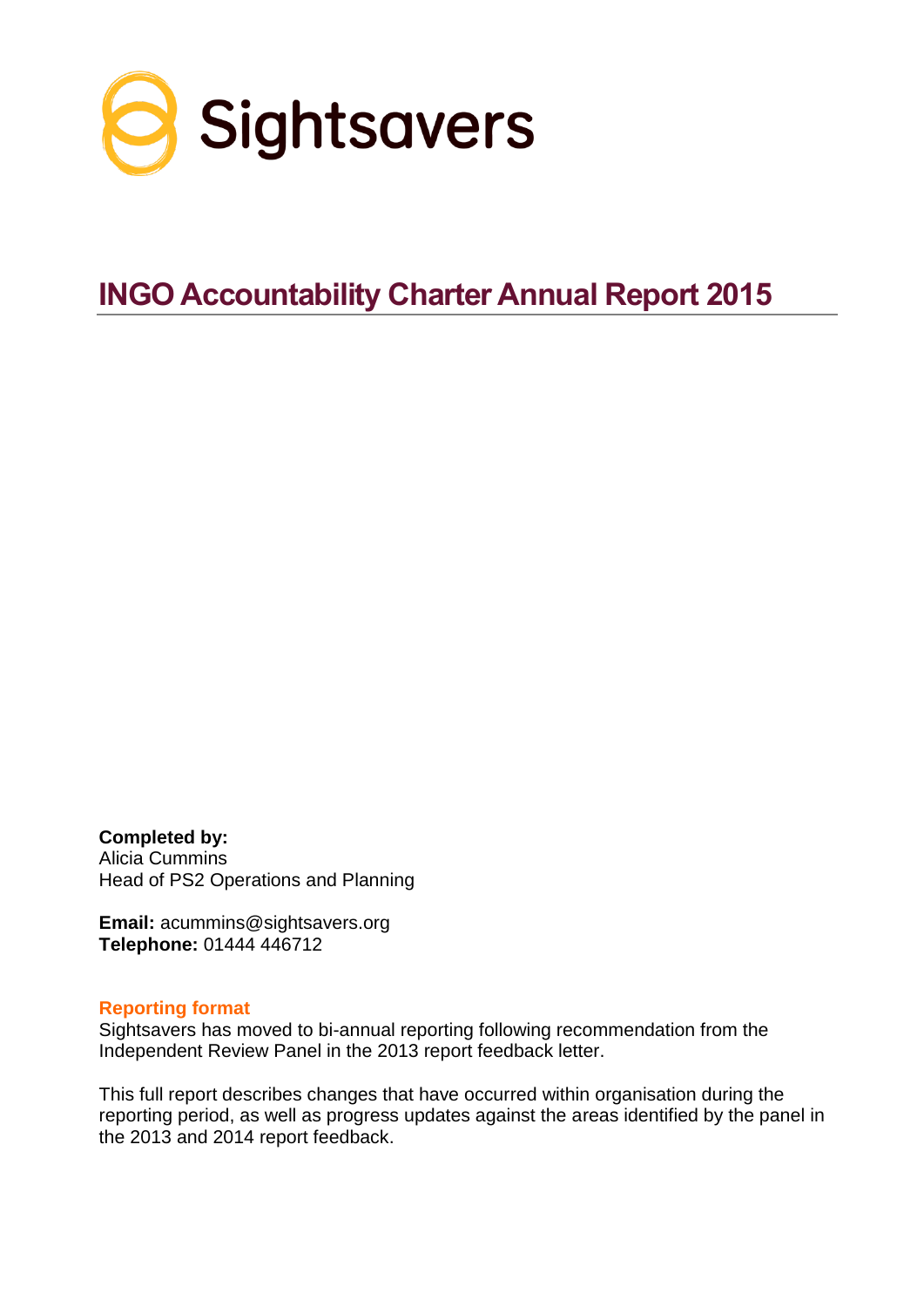Sightsavers

# INGO Accountability Charter Annual Report 2015

**Completed by:**
Alicia Cummins
Head of PS2 Operations and Planning

**Email:** acummins@sightsavers.org
**Telephone:** 01444 446712

## Reporting format

Sightsavers has moved to bi-annual reporting following recommendation from the Independent Review Panel in the 2013 report feedback letter.

This full report describes changes that have occurred within organisation during the reporting period, as well as progress updates against the areas identified by the panel in the 2013 and 2014 report feedback.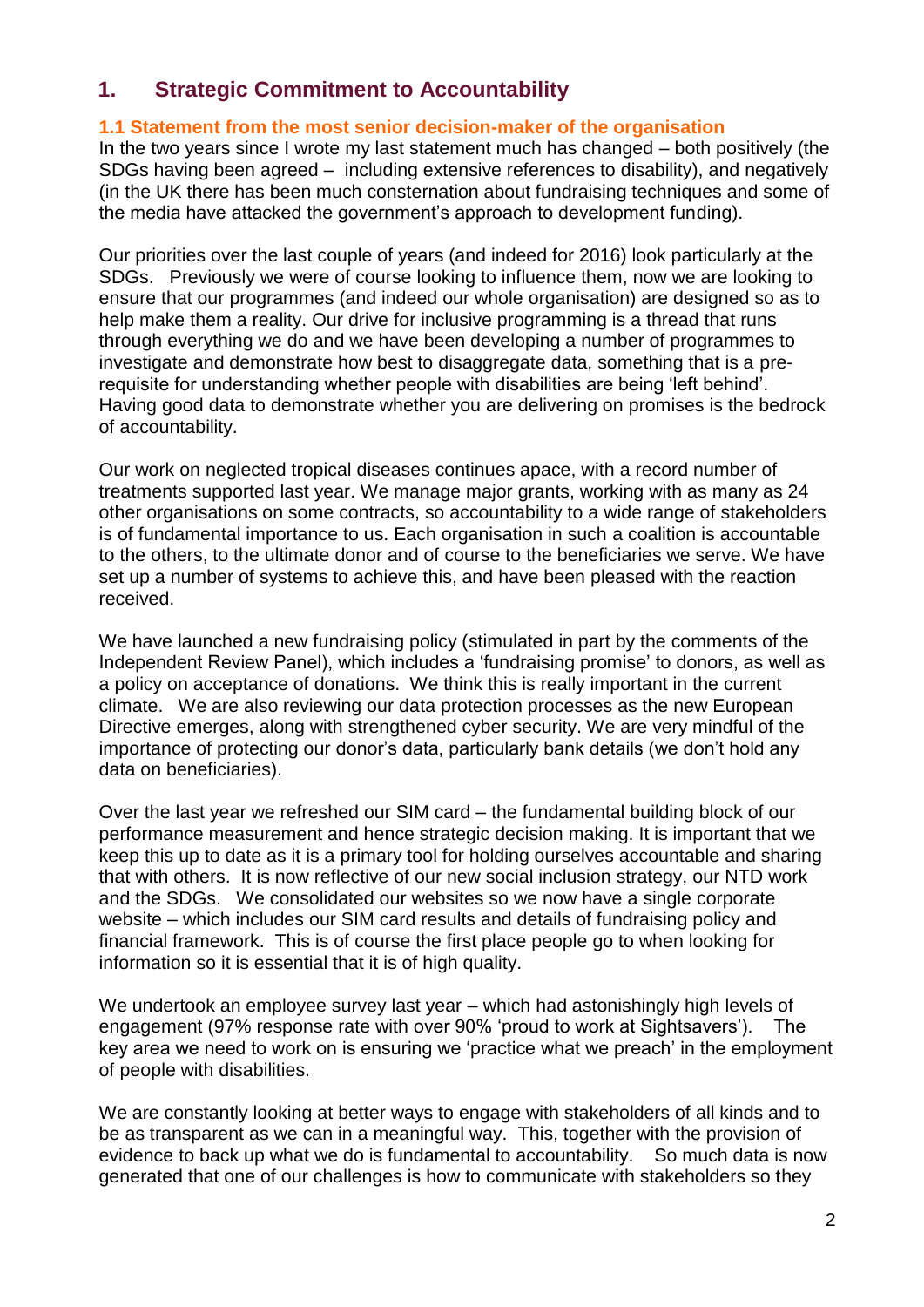## 1. Strategic Commitment to Accountability

### 1.1 Statement from the most senior decision-maker of the organisation

In the two years since I wrote my last statement much has changed – both positively (the SDGs having been agreed – including extensive references to disability), and negatively (in the UK there has been much consternation about fundraising techniques and some of the media have attacked the government's approach to development funding).

Our priorities over the last couple of years (and indeed for 2016) look particularly at the SDGs. Previously we were of course looking to influence them, now we are looking to ensure that our programmes (and indeed our whole organisation) are designed so as to help make them a reality. Our drive for inclusive programming is a thread that runs through everything we do and we have been developing a number of programmes to investigate and demonstrate how best to disaggregate data, something that is a pre-requisite for understanding whether people with disabilities are being 'left behind'. Having good data to demonstrate whether you are delivering on promises is the bedrock of accountability.

Our work on neglected tropical diseases continues apace, with a record number of treatments supported last year. We manage major grants, working with as many as 24 other organisations on some contracts, so accountability to a wide range of stakeholders is of fundamental importance to us. Each organisation in such a coalition is accountable to the others, to the ultimate donor and of course to the beneficiaries we serve. We have set up a number of systems to achieve this, and have been pleased with the reaction received.

We have launched a new fundraising policy (stimulated in part by the comments of the Independent Review Panel), which includes a 'fundraising promise' to donors, as well as a policy on acceptance of donations. We think this is really important in the current climate. We are also reviewing our data protection processes as the new European Directive emerges, along with strengthened cyber security. We are very mindful of the importance of protecting our donor's data, particularly bank details (we don't hold any data on beneficiaries).

Over the last year we refreshed our SIM card – the fundamental building block of our performance measurement and hence strategic decision making. It is important that we keep this up to date as it is a primary tool for holding ourselves accountable and sharing that with others. It is now reflective of our new social inclusion strategy, our NTD work and the SDGs. We consolidated our websites so we now have a single corporate website – which includes our SIM card results and details of fundraising policy and financial framework. This is of course the first place people go to when looking for information so it is essential that it is of high quality.

We undertook an employee survey last year – which had astonishingly high levels of engagement (97% response rate with over 90% 'proud to work at Sightsavers'). The key area we need to work on is ensuring we 'practice what we preach' in the employment of people with disabilities.

We are constantly looking at better ways to engage with stakeholders of all kinds and to be as transparent as we can in a meaningful way. This, together with the provision of evidence to back up what we do is fundamental to accountability. So much data is now generated that one of our challenges is how to communicate with stakeholders so they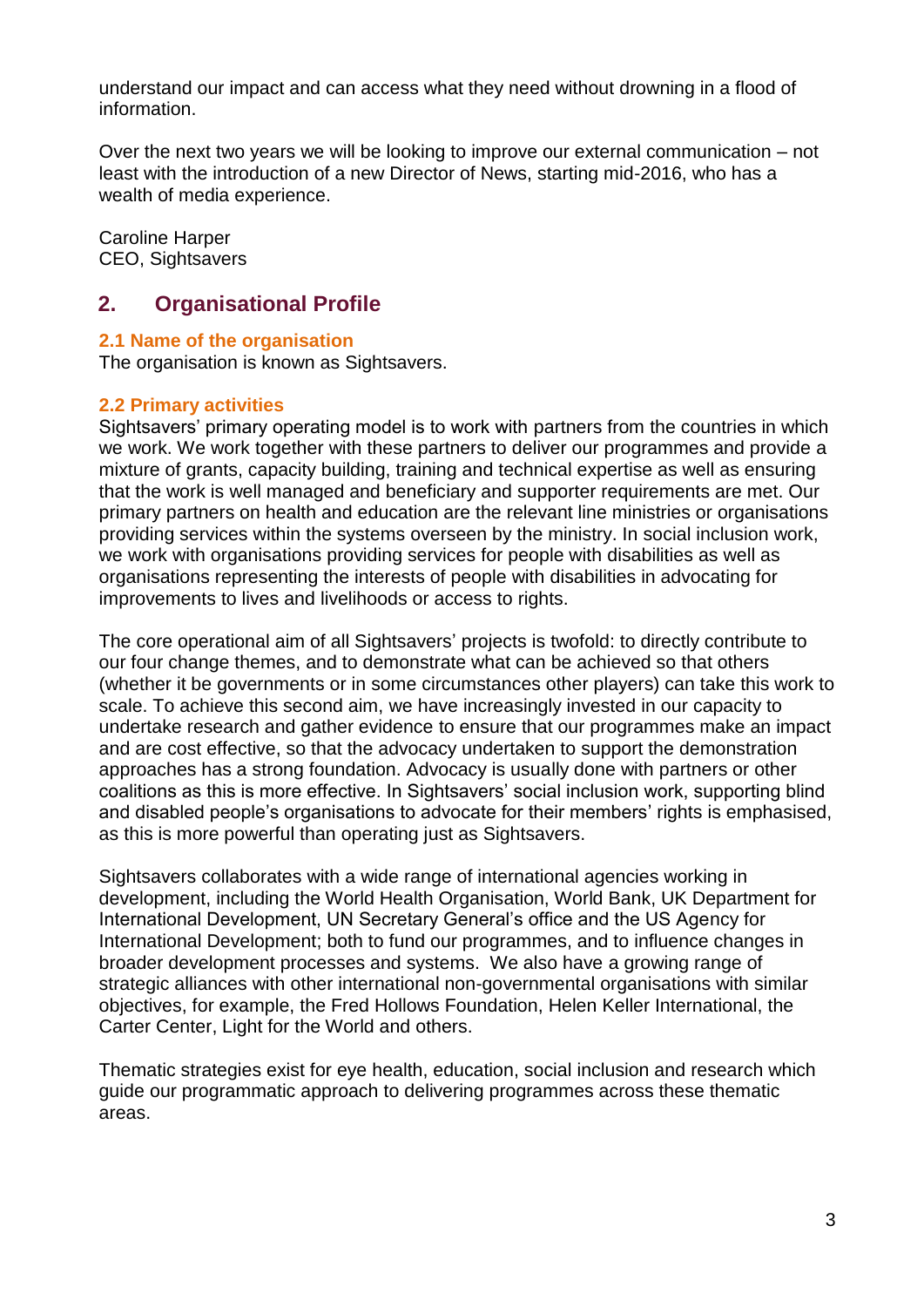understand our impact and can access what they need without drowning in a flood of information.

Over the next two years we will be looking to improve our external communication – not least with the introduction of a new Director of News, starting mid-2016, who has a wealth of media experience.

Caroline Harper
CEO, Sightsavers

## 2. Organisational Profile

### 2.1 Name of the organisation

The organisation is known as Sightsavers.

### 2.2 Primary activities

Sightsavers' primary operating model is to work with partners from the countries in which we work. We work together with these partners to deliver our programmes and provide a mixture of grants, capacity building, training and technical expertise as well as ensuring that the work is well managed and beneficiary and supporter requirements are met. Our primary partners on health and education are the relevant line ministries or organisations providing services within the systems overseen by the ministry. In social inclusion work, we work with organisations providing services for people with disabilities as well as organisations representing the interests of people with disabilities in advocating for improvements to lives and livelihoods or access to rights.

The core operational aim of all Sightsavers' projects is twofold: to directly contribute to our four change themes, and to demonstrate what can be achieved so that others (whether it be governments or in some circumstances other players) can take this work to scale. To achieve this second aim, we have increasingly invested in our capacity to undertake research and gather evidence to ensure that our programmes make an impact and are cost effective, so that the advocacy undertaken to support the demonstration approaches has a strong foundation. Advocacy is usually done with partners or other coalitions as this is more effective. In Sightsavers' social inclusion work, supporting blind and disabled people's organisations to advocate for their members' rights is emphasised, as this is more powerful than operating just as Sightsavers.

Sightsavers collaborates with a wide range of international agencies working in development, including the World Health Organisation, World Bank, UK Department for International Development, UN Secretary General's office and the US Agency for International Development; both to fund our programmes, and to influence changes in broader development processes and systems. We also have a growing range of strategic alliances with other international non-governmental organisations with similar objectives, for example, the Fred Hollows Foundation, Helen Keller International, the Carter Center, Light for the World and others.

Thematic strategies exist for eye health, education, social inclusion and research which guide our programmatic approach to delivering programmes across these thematic areas.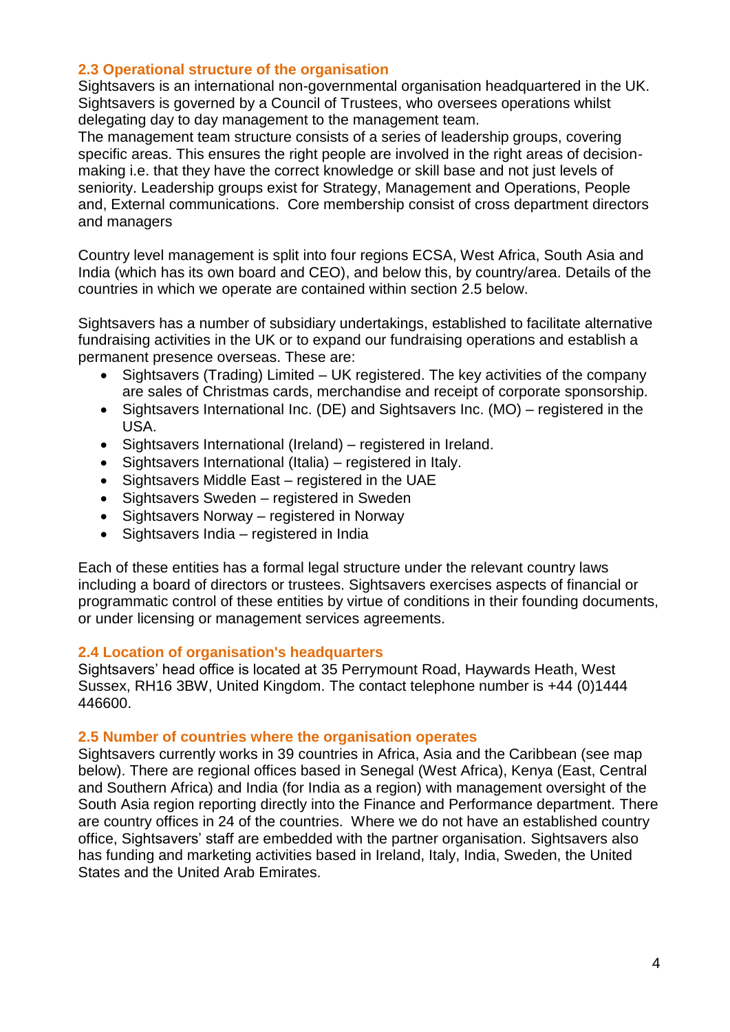### 2.3 Operational structure of the organisation

Sightsavers is an international non-governmental organisation headquartered in the UK. Sightsavers is governed by a Council of Trustees, who oversees operations whilst delegating day to day management to the management team.

The management team structure consists of a series of leadership groups, covering specific areas. This ensures the right people are involved in the right areas of decision-making i.e. that they have the correct knowledge or skill base and not just levels of seniority. Leadership groups exist for Strategy, Management and Operations, People and, External communications. Core membership consist of cross department directors and managers

Country level management is split into four regions ECSA, West Africa, South Asia and India (which has its own board and CEO), and below this, by country/area. Details of the countries in which we operate are contained within section 2.5 below.

Sightsavers has a number of subsidiary undertakings, established to facilitate alternative fundraising activities in the UK or to expand our fundraising operations and establish a permanent presence overseas. These are:

- Sightsavers (Trading) Limited – UK registered. The key activities of the company are sales of Christmas cards, merchandise and receipt of corporate sponsorship.
- Sightsavers International Inc. (DE) and Sightsavers Inc. (MO) – registered in the USA.
- Sightsavers International (Ireland) – registered in Ireland.
- Sightsavers International (Italia) – registered in Italy.
- Sightsavers Middle East – registered in the UAE
- Sightsavers Sweden – registered in Sweden
- Sightsavers Norway – registered in Norway
- Sightsavers India – registered in India

Each of these entities has a formal legal structure under the relevant country laws including a board of directors or trustees. Sightsavers exercises aspects of financial or programmatic control of these entities by virtue of conditions in their founding documents, or under licensing or management services agreements.

### 2.4 Location of organisation's headquarters

Sightsavers' head office is located at 35 Perrymount Road, Haywards Heath, West Sussex, RH16 3BW, United Kingdom. The contact telephone number is +44 (0)1444 446600.

### 2.5 Number of countries where the organisation operates

Sightsavers currently works in 39 countries in Africa, Asia and the Caribbean (see map below). There are regional offices based in Senegal (West Africa), Kenya (East, Central and Southern Africa) and India (for India as a region) with management oversight of the South Asia region reporting directly into the Finance and Performance department. There are country offices in 24 of the countries. Where we do not have an established country office, Sightsavers' staff are embedded with the partner organisation. Sightsavers also has funding and marketing activities based in Ireland, Italy, India, Sweden, the United States and the United Arab Emirates.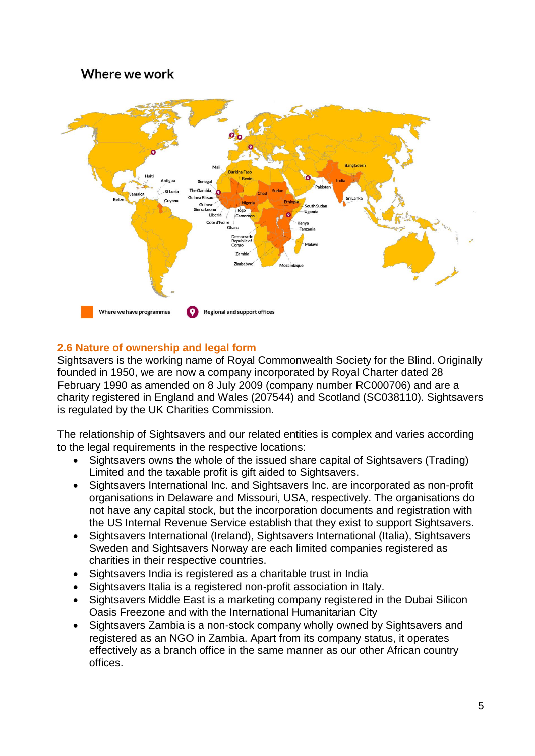## Where we work

## 2.6 Nature of ownership and legal form

Sightsavers is the working name of Royal Commonwealth Society for the Blind. Originally founded in 1950, we are now a company incorporated by Royal Charter dated 28 February 1990 as amended on 8 July 2009 (company number RC000706) and are a charity registered in England and Wales (207544) and Scotland (SC038110). Sightsavers is regulated by the UK Charities Commission.

The relationship of Sightsavers and our related entities is complex and varies according to the legal requirements in the respective locations:

- Sightsavers owns the whole of the issued share capital of Sightsavers (Trading) Limited and the taxable profit is gift aided to Sightsavers.
- Sightsavers International Inc. and Sightsavers Inc. are incorporated as non-profit organisations in Delaware and Missouri, USA, respectively. The organisations do not have any capital stock, but the incorporation documents and registration with the US Internal Revenue Service establish that they exist to support Sightsavers.
- Sightsavers International (Ireland), Sightsavers International (Italia), Sightsavers Sweden and Sightsavers Norway are each limited companies registered as charities in their respective countries.
- Sightsavers India is registered as a charitable trust in India
- Sightsavers Italia is a registered non-profit association in Italy.
- Sightsavers Middle East is a marketing company registered in the Dubai Silicon Oasis Freezone and with the International Humanitarian City
- Sightsavers Zambia is a non-stock company wholly owned by Sightsavers and registered as an NGO in Zambia. Apart from its company status, it operates effectively as a branch office in the same manner as our other African country offices.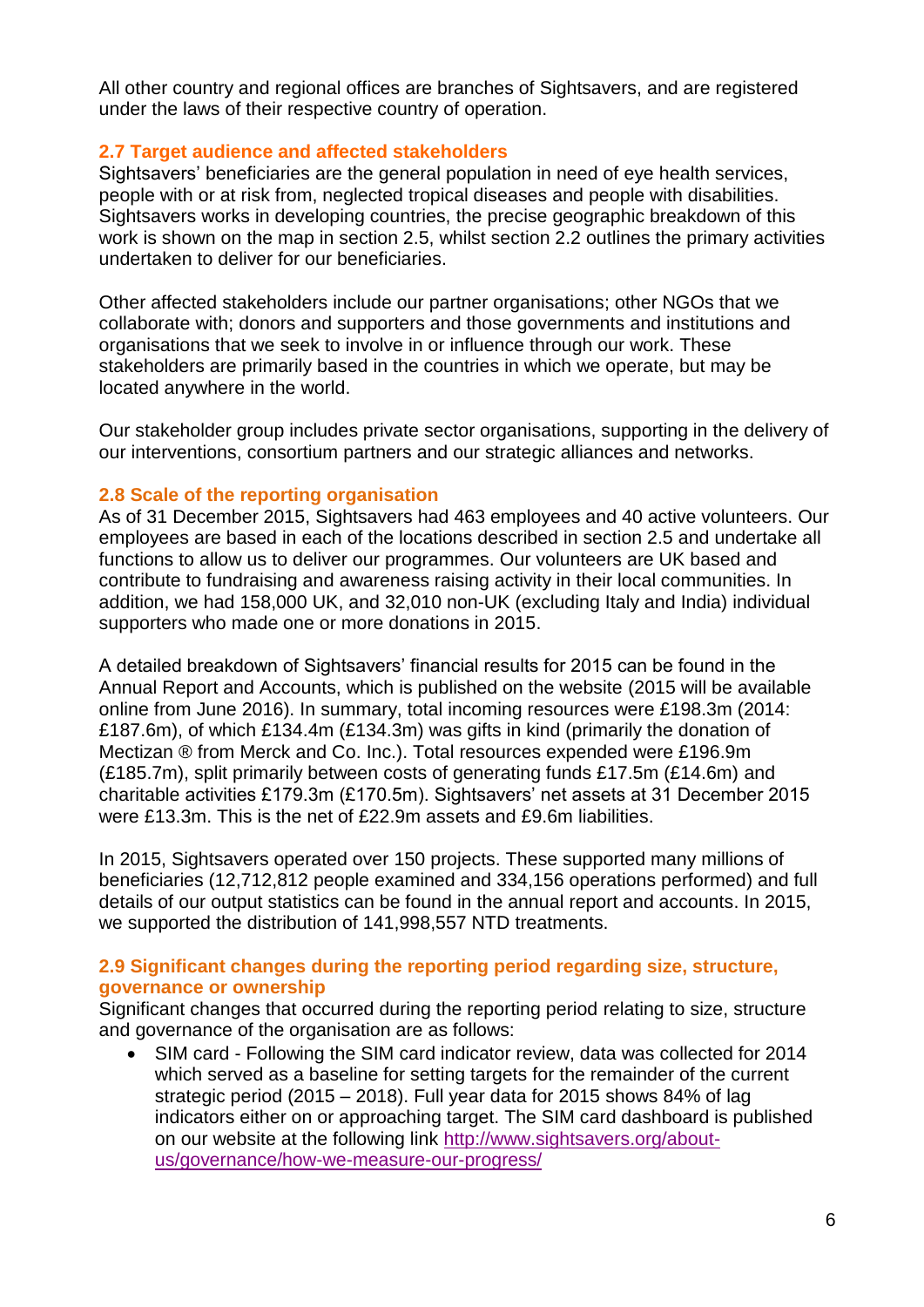All other country and regional offices are branches of Sightsavers, and are registered under the laws of their respective country of operation.

### 2.7 Target audience and affected stakeholders

Sightsavers' beneficiaries are the general population in need of eye health services, people with or at risk from, neglected tropical diseases and people with disabilities. Sightsavers works in developing countries, the precise geographic breakdown of this work is shown on the map in section 2.5, whilst section 2.2 outlines the primary activities undertaken to deliver for our beneficiaries.

Other affected stakeholders include our partner organisations; other NGOs that we collaborate with; donors and supporters and those governments and institutions and organisations that we seek to involve in or influence through our work. These stakeholders are primarily based in the countries in which we operate, but may be located anywhere in the world.

Our stakeholder group includes private sector organisations, supporting in the delivery of our interventions, consortium partners and our strategic alliances and networks.

### 2.8 Scale of the reporting organisation

As of 31 December 2015, Sightsavers had 463 employees and 40 active volunteers. Our employees are based in each of the locations described in section 2.5 and undertake all functions to allow us to deliver our programmes. Our volunteers are UK based and contribute to fundraising and awareness raising activity in their local communities. In addition, we had 158,000 UK, and 32,010 non-UK (excluding Italy and India) individual supporters who made one or more donations in 2015.

A detailed breakdown of Sightsavers' financial results for 2015 can be found in the Annual Report and Accounts, which is published on the website (2015 will be available online from June 2016). In summary, total incoming resources were £198.3m (2014: £187.6m), of which £134.4m (£134.3m) was gifts in kind (primarily the donation of Mectizan ® from Merck and Co. Inc.). Total resources expended were £196.9m (£185.7m), split primarily between costs of generating funds £17.5m (£14.6m) and charitable activities £179.3m (£170.5m). Sightsavers' net assets at 31 December 2015 were £13.3m. This is the net of £22.9m assets and £9.6m liabilities.

In 2015, Sightsavers operated over 150 projects. These supported many millions of beneficiaries (12,712,812 people examined and 334,156 operations performed) and full details of our output statistics can be found in the annual report and accounts. In 2015, we supported the distribution of 141,998,557 NTD treatments.

### 2.9 Significant changes during the reporting period regarding size, structure, governance or ownership

Significant changes that occurred during the reporting period relating to size, structure and governance of the organisation are as follows:

- SIM card - Following the SIM card indicator review, data was collected for 2014 which served as a baseline for setting targets for the remainder of the current strategic period (2015 – 2018). Full year data for 2015 shows 84% of lag indicators either on or approaching target. The SIM card dashboard is published on our website at the following link [http://www.sightsavers.org/about-us/governance/how-we-measure-our-progress/](http://www.sightsavers.org/about-us/governance/how-we-measure-our-progress/)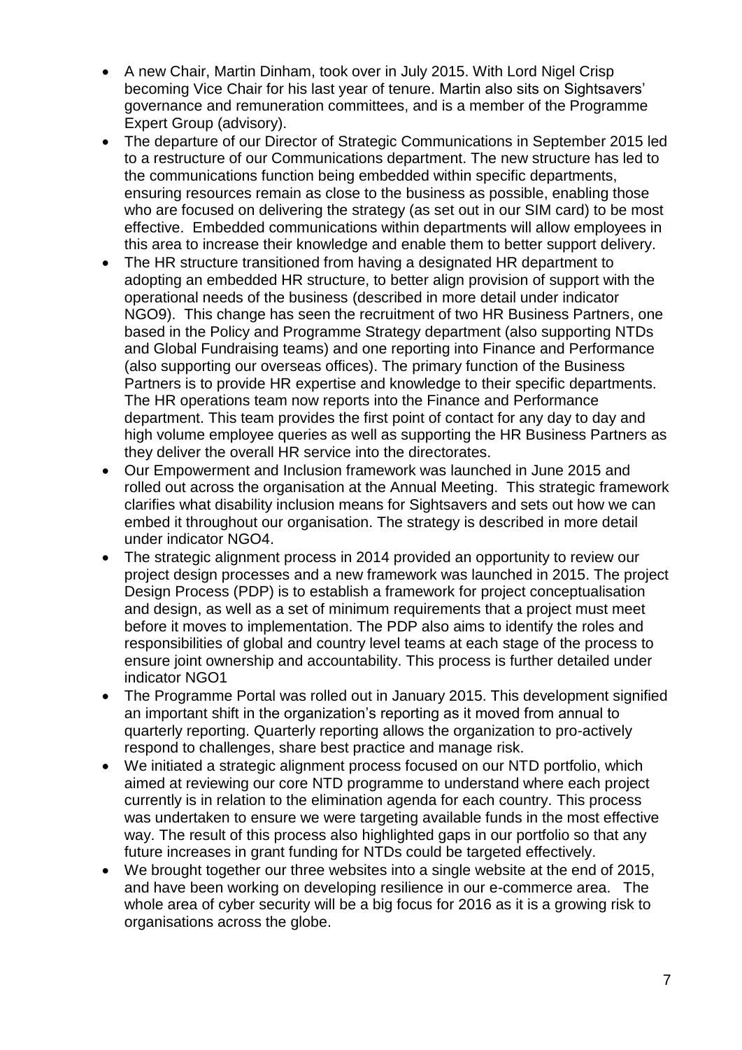- A new Chair, Martin Dinham, took over in July 2015. With Lord Nigel Crisp becoming Vice Chair for his last year of tenure. Martin also sits on Sightsavers' governance and remuneration committees, and is a member of the Programme Expert Group (advisory).
- The departure of our Director of Strategic Communications in September 2015 led to a restructure of our Communications department. The new structure has led to the communications function being embedded within specific departments, ensuring resources remain as close to the business as possible, enabling those who are focused on delivering the strategy (as set out in our SIM card) to be most effective. Embedded communications within departments will allow employees in this area to increase their knowledge and enable them to better support delivery.
- The HR structure transitioned from having a designated HR department to adopting an embedded HR structure, to better align provision of support with the operational needs of the business (described in more detail under indicator NGO9). This change has seen the recruitment of two HR Business Partners, one based in the Policy and Programme Strategy department (also supporting NTDs and Global Fundraising teams) and one reporting into Finance and Performance (also supporting our overseas offices). The primary function of the Business Partners is to provide HR expertise and knowledge to their specific departments. The HR operations team now reports into the Finance and Performance department. This team provides the first point of contact for any day to day and high volume employee queries as well as supporting the HR Business Partners as they deliver the overall HR service into the directorates.
- Our Empowerment and Inclusion framework was launched in June 2015 and rolled out across the organisation at the Annual Meeting. This strategic framework clarifies what disability inclusion means for Sightsavers and sets out how we can embed it throughout our organisation. The strategy is described in more detail under indicator NGO4.
- The strategic alignment process in 2014 provided an opportunity to review our project design processes and a new framework was launched in 2015. The project Design Process (PDP) is to establish a framework for project conceptualisation and design, as well as a set of minimum requirements that a project must meet before it moves to implementation. The PDP also aims to identify the roles and responsibilities of global and country level teams at each stage of the process to ensure joint ownership and accountability. This process is further detailed under indicator NGO1
- The Programme Portal was rolled out in January 2015. This development signified an important shift in the organization's reporting as it moved from annual to quarterly reporting. Quarterly reporting allows the organization to pro-actively respond to challenges, share best practice and manage risk.
- We initiated a strategic alignment process focused on our NTD portfolio, which aimed at reviewing our core NTD programme to understand where each project currently is in relation to the elimination agenda for each country. This process was undertaken to ensure we were targeting available funds in the most effective way. The result of this process also highlighted gaps in our portfolio so that any future increases in grant funding for NTDs could be targeted effectively.
- We brought together our three websites into a single website at the end of 2015, and have been working on developing resilience in our e-commerce area. The whole area of cyber security will be a big focus for 2016 as it is a growing risk to organisations across the globe.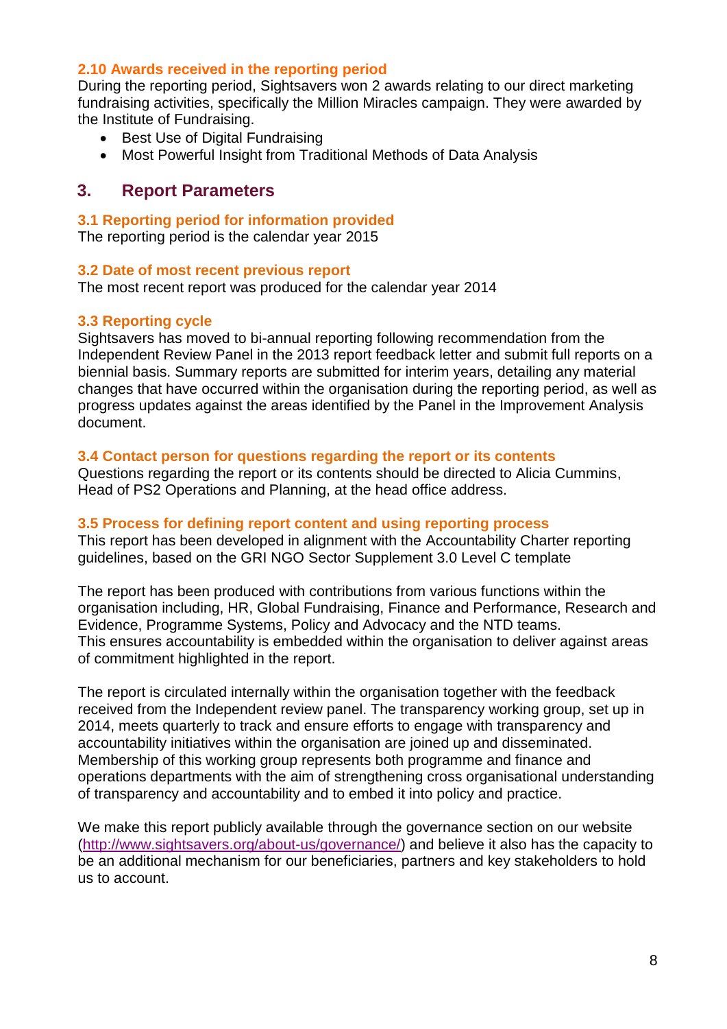### 2.10 Awards received in the reporting period

During the reporting period, Sightsavers won 2 awards relating to our direct marketing fundraising activities, specifically the Million Miracles campaign. They were awarded by the Institute of Fundraising.

- Best Use of Digital Fundraising
- Most Powerful Insight from Traditional Methods of Data Analysis

## 3. Report Parameters

### 3.1 Reporting period for information provided

The reporting period is the calendar year 2015

### 3.2 Date of most recent previous report

The most recent report was produced for the calendar year 2014

### 3.3 Reporting cycle

Sightsavers has moved to bi-annual reporting following recommendation from the Independent Review Panel in the 2013 report feedback letter and submit full reports on a biennial basis. Summary reports are submitted for interim years, detailing any material changes that have occurred within the organisation during the reporting period, as well as progress updates against the areas identified by the Panel in the Improvement Analysis document.

### 3.4 Contact person for questions regarding the report or its contents

Questions regarding the report or its contents should be directed to Alicia Cummins, Head of PS2 Operations and Planning, at the head office address.

### 3.5 Process for defining report content and using reporting process

This report has been developed in alignment with the Accountability Charter reporting guidelines, based on the GRI NGO Sector Supplement 3.0 Level C template

The report has been produced with contributions from various functions within the organisation including, HR, Global Fundraising, Finance and Performance, Research and Evidence, Programme Systems, Policy and Advocacy and the NTD teams. This ensures accountability is embedded within the organisation to deliver against areas of commitment highlighted in the report.

The report is circulated internally within the organisation together with the feedback received from the Independent review panel. The transparency working group, set up in 2014, meets quarterly to track and ensure efforts to engage with transparency and accountability initiatives within the organisation are joined up and disseminated. Membership of this working group represents both programme and finance and operations departments with the aim of strengthening cross organisational understanding of transparency and accountability and to embed it into policy and practice.

We make this report publicly available through the governance section on our website (http://www.sightsavers.org/about-us/governance/) and believe it also has the capacity to be an additional mechanism for our beneficiaries, partners and key stakeholders to hold us to account.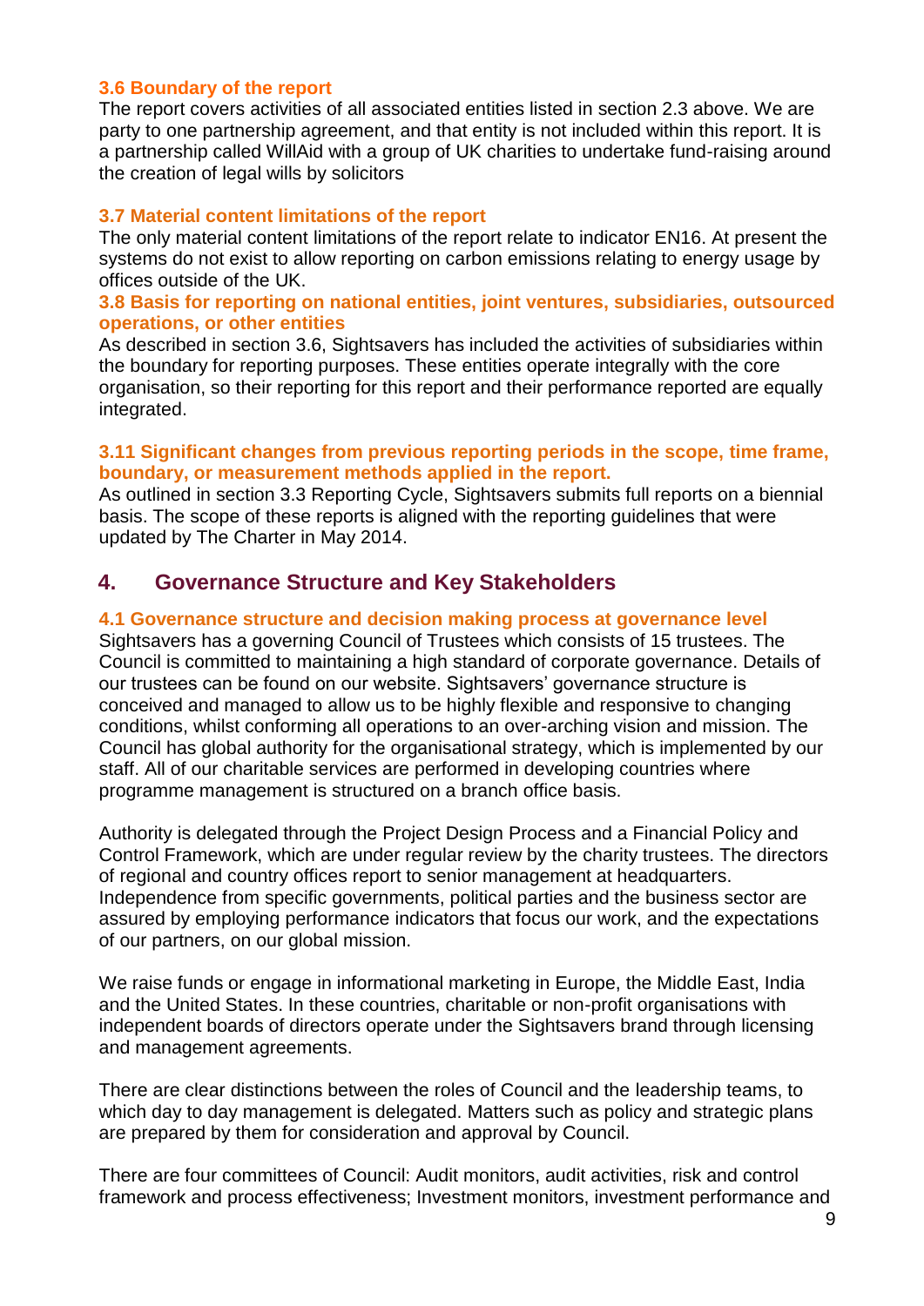### 3.6 Boundary of the report

The report covers activities of all associated entities listed in section 2.3 above. We are party to one partnership agreement, and that entity is not included within this report. It is a partnership called WillAid with a group of UK charities to undertake fund-raising around the creation of legal wills by solicitors

### 3.7 Material content limitations of the report

The only material content limitations of the report relate to indicator EN16. At present the systems do not exist to allow reporting on carbon emissions relating to energy usage by offices outside of the UK.

### 3.8 Basis for reporting on national entities, joint ventures, subsidiaries, outsourced operations, or other entities

As described in section 3.6, Sightsavers has included the activities of subsidiaries within the boundary for reporting purposes. These entities operate integrally with the core organisation, so their reporting for this report and their performance reported are equally integrated.

### 3.11 Significant changes from previous reporting periods in the scope, time frame, boundary, or measurement methods applied in the report.

As outlined in section 3.3 Reporting Cycle, Sightsavers submits full reports on a biennial basis. The scope of these reports is aligned with the reporting guidelines that were updated by The Charter in May 2014.

## 4. Governance Structure and Key Stakeholders

### 4.1 Governance structure and decision making process at governance level

Sightsavers has a governing Council of Trustees which consists of 15 trustees. The Council is committed to maintaining a high standard of corporate governance. Details of our trustees can be found on our website. Sightsavers' governance structure is conceived and managed to allow us to be highly flexible and responsive to changing conditions, whilst conforming all operations to an over-arching vision and mission. The Council has global authority for the organisational strategy, which is implemented by our staff. All of our charitable services are performed in developing countries where programme management is structured on a branch office basis.

Authority is delegated through the Project Design Process and a Financial Policy and Control Framework, which are under regular review by the charity trustees. The directors of regional and country offices report to senior management at headquarters. Independence from specific governments, political parties and the business sector are assured by employing performance indicators that focus our work, and the expectations of our partners, on our global mission.

We raise funds or engage in informational marketing in Europe, the Middle East, India and the United States. In these countries, charitable or non-profit organisations with independent boards of directors operate under the Sightsavers brand through licensing and management agreements.

There are clear distinctions between the roles of Council and the leadership teams, to which day to day management is delegated. Matters such as policy and strategic plans are prepared by them for consideration and approval by Council.

There are four committees of Council: Audit monitors, audit activities, risk and control framework and process effectiveness; Investment monitors, investment performance and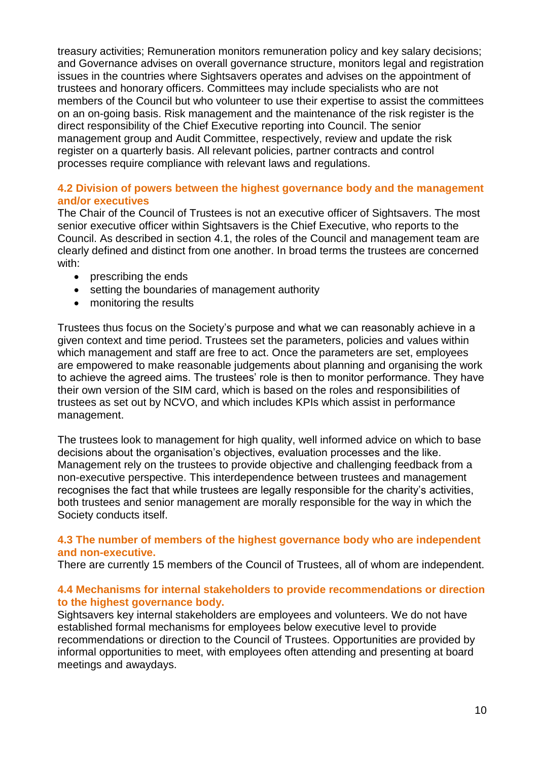treasury activities; Remuneration monitors remuneration policy and key salary decisions; and Governance advises on overall governance structure, monitors legal and registration issues in the countries where Sightsavers operates and advises on the appointment of trustees and honorary officers. Committees may include specialists who are not members of the Council but who volunteer to use their expertise to assist the committees on an on-going basis. Risk management and the maintenance of the risk register is the direct responsibility of the Chief Executive reporting into Council. The senior management group and Audit Committee, respectively, review and update the risk register on a quarterly basis. All relevant policies, partner contracts and control processes require compliance with relevant laws and regulations.

### 4.2 Division of powers between the highest governance body and the management and/or executives

The Chair of the Council of Trustees is not an executive officer of Sightsavers. The most senior executive officer within Sightsavers is the Chief Executive, who reports to the Council. As described in section 4.1, the roles of the Council and management team are clearly defined and distinct from one another. In broad terms the trustees are concerned with:

- prescribing the ends
- setting the boundaries of management authority
- monitoring the results

Trustees thus focus on the Society's purpose and what we can reasonably achieve in a given context and time period. Trustees set the parameters, policies and values within which management and staff are free to act. Once the parameters are set, employees are empowered to make reasonable judgements about planning and organising the work to achieve the agreed aims. The trustees' role is then to monitor performance. They have their own version of the SIM card, which is based on the roles and responsibilities of trustees as set out by NCVO, and which includes KPIs which assist in performance management.

The trustees look to management for high quality, well informed advice on which to base decisions about the organisation's objectives, evaluation processes and the like. Management rely on the trustees to provide objective and challenging feedback from a non-executive perspective. This interdependence between trustees and management recognises the fact that while trustees are legally responsible for the charity's activities, both trustees and senior management are morally responsible for the way in which the Society conducts itself.

### 4.3 The number of members of the highest governance body who are independent and non-executive.

There are currently 15 members of the Council of Trustees, all of whom are independent.

### 4.4 Mechanisms for internal stakeholders to provide recommendations or direction to the highest governance body.

Sightsavers key internal stakeholders are employees and volunteers. We do not have established formal mechanisms for employees below executive level to provide recommendations or direction to the Council of Trustees. Opportunities are provided by informal opportunities to meet, with employees often attending and presenting at board meetings and awaydays.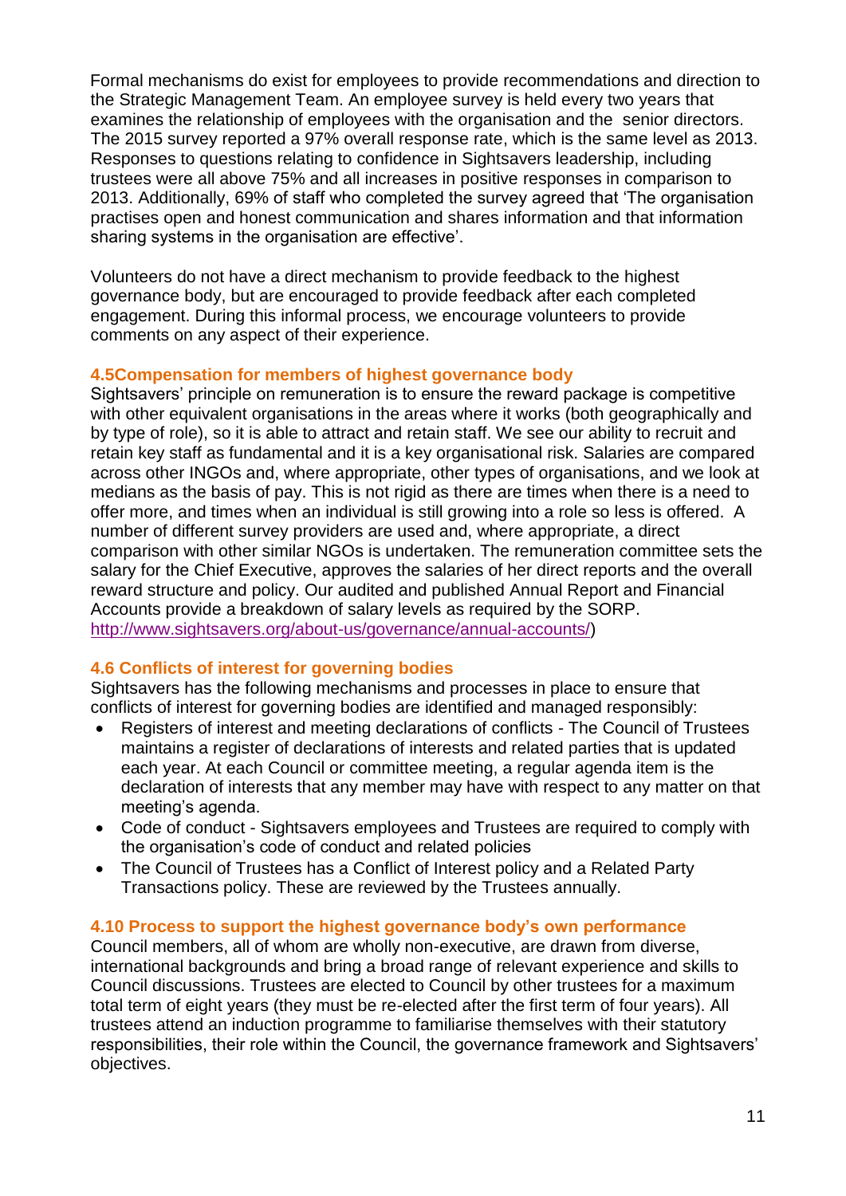Formal mechanisms do exist for employees to provide recommendations and direction to the Strategic Management Team. An employee survey is held every two years that examines the relationship of employees with the organisation and the senior directors. The 2015 survey reported a 97% overall response rate, which is the same level as 2013. Responses to questions relating to confidence in Sightsavers leadership, including trustees were all above 75% and all increases in positive responses in comparison to 2013. Additionally, 69% of staff who completed the survey agreed that 'The organisation practises open and honest communication and shares information and that information sharing systems in the organisation are effective'.

Volunteers do not have a direct mechanism to provide feedback to the highest governance body, but are encouraged to provide feedback after each completed engagement. During this informal process, we encourage volunteers to provide comments on any aspect of their experience.

### 4.5Compensation for members of highest governance body

Sightsavers' principle on remuneration is to ensure the reward package is competitive with other equivalent organisations in the areas where it works (both geographically and by type of role), so it is able to attract and retain staff. We see our ability to recruit and retain key staff as fundamental and it is a key organisational risk. Salaries are compared across other INGOs and, where appropriate, other types of organisations, and we look at medians as the basis of pay. This is not rigid as there are times when there is a need to offer more, and times when an individual is still growing into a role so less is offered. A number of different survey providers are used and, where appropriate, a direct comparison with other similar NGOs is undertaken. The remuneration committee sets the salary for the Chief Executive, approves the salaries of her direct reports and the overall reward structure and policy. Our audited and published Annual Report and Financial Accounts provide a breakdown of salary levels as required by the SORP. http://www.sightsavers.org/about-us/governance/annual-accounts/)

### 4.6 Conflicts of interest for governing bodies

Sightsavers has the following mechanisms and processes in place to ensure that conflicts of interest for governing bodies are identified and managed responsibly:

- Registers of interest and meeting declarations of conflicts - The Council of Trustees maintains a register of declarations of interests and related parties that is updated each year. At each Council or committee meeting, a regular agenda item is the declaration of interests that any member may have with respect to any matter on that meeting's agenda.
- Code of conduct - Sightsavers employees and Trustees are required to comply with the organisation's code of conduct and related policies
- The Council of Trustees has a Conflict of Interest policy and a Related Party Transactions policy. These are reviewed by the Trustees annually.

### 4.10 Process to support the highest governance body's own performance

Council members, all of whom are wholly non-executive, are drawn from diverse, international backgrounds and bring a broad range of relevant experience and skills to Council discussions. Trustees are elected to Council by other trustees for a maximum total term of eight years (they must be re-elected after the first term of four years). All trustees attend an induction programme to familiarise themselves with their statutory responsibilities, their role within the Council, the governance framework and Sightsavers' objectives.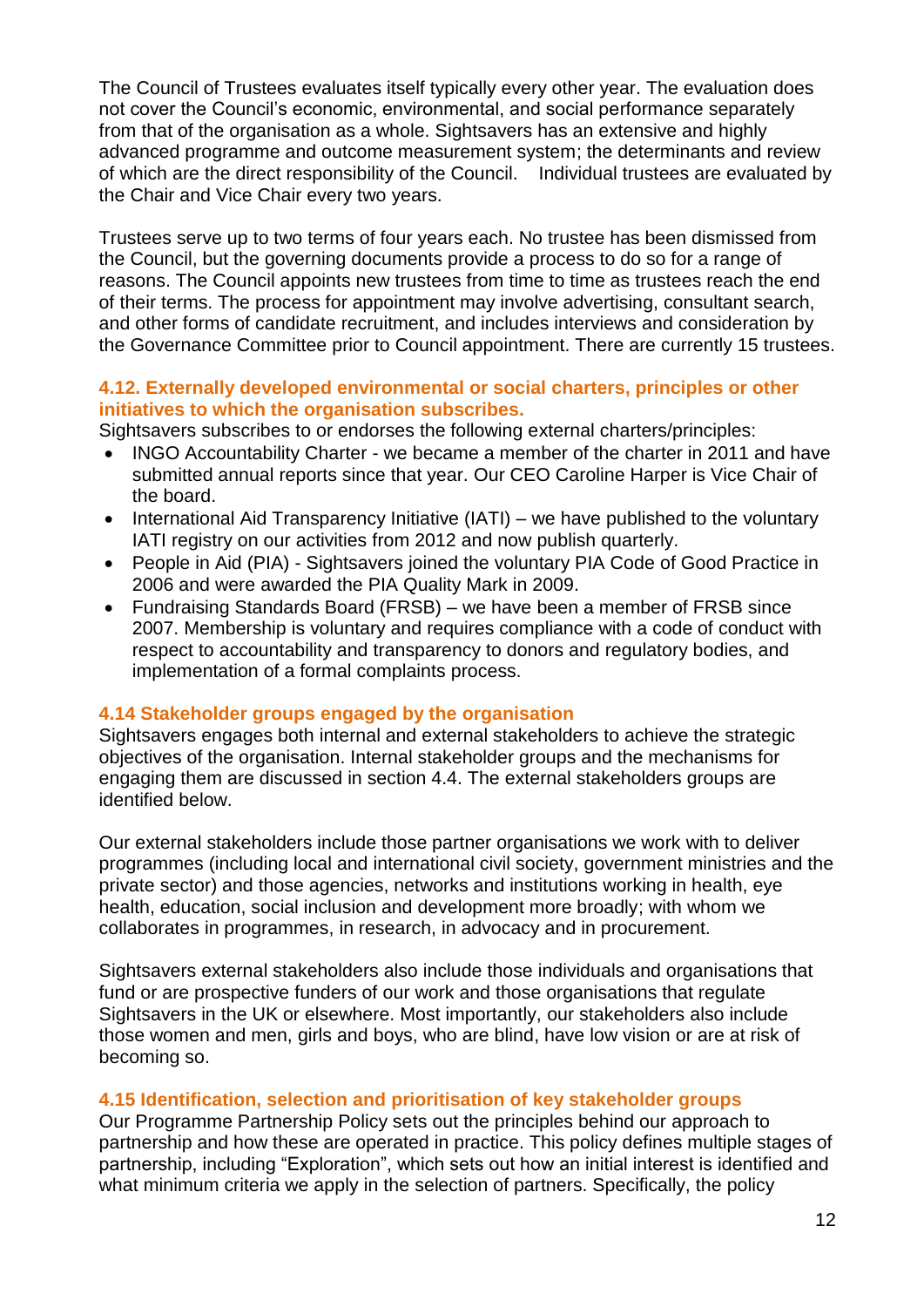The Council of Trustees evaluates itself typically every other year. The evaluation does not cover the Council's economic, environmental, and social performance separately from that of the organisation as a whole. Sightsavers has an extensive and highly advanced programme and outcome measurement system; the determinants and review of which are the direct responsibility of the Council. Individual trustees are evaluated by the Chair and Vice Chair every two years.

Trustees serve up to two terms of four years each. No trustee has been dismissed from the Council, but the governing documents provide a process to do so for a range of reasons. The Council appoints new trustees from time to time as trustees reach the end of their terms. The process for appointment may involve advertising, consultant search, and other forms of candidate recruitment, and includes interviews and consideration by the Governance Committee prior to Council appointment. There are currently 15 trustees.

### 4.12. Externally developed environmental or social charters, principles or other initiatives to which the organisation subscribes.

Sightsavers subscribes to or endorses the following external charters/principles:

- INGO Accountability Charter - we became a member of the charter in 2011 and have submitted annual reports since that year. Our CEO Caroline Harper is Vice Chair of the board.
- International Aid Transparency Initiative (IATI) – we have published to the voluntary IATI registry on our activities from 2012 and now publish quarterly.
- People in Aid (PIA) - Sightsavers joined the voluntary PIA Code of Good Practice in 2006 and were awarded the PIA Quality Mark in 2009.
- Fundraising Standards Board (FRSB) – we have been a member of FRSB since 2007. Membership is voluntary and requires compliance with a code of conduct with respect to accountability and transparency to donors and regulatory bodies, and implementation of a formal complaints process.

### 4.14 Stakeholder groups engaged by the organisation

Sightsavers engages both internal and external stakeholders to achieve the strategic objectives of the organisation. Internal stakeholder groups and the mechanisms for engaging them are discussed in section 4.4. The external stakeholders groups are identified below.

Our external stakeholders include those partner organisations we work with to deliver programmes (including local and international civil society, government ministries and the private sector) and those agencies, networks and institutions working in health, eye health, education, social inclusion and development more broadly; with whom we collaborates in programmes, in research, in advocacy and in procurement.

Sightsavers external stakeholders also include those individuals and organisations that fund or are prospective funders of our work and those organisations that regulate Sightsavers in the UK or elsewhere. Most importantly, our stakeholders also include those women and men, girls and boys, who are blind, have low vision or are at risk of becoming so.

### 4.15 Identification, selection and prioritisation of key stakeholder groups

Our Programme Partnership Policy sets out the principles behind our approach to partnership and how these are operated in practice. This policy defines multiple stages of partnership, including "Exploration", which sets out how an initial interest is identified and what minimum criteria we apply in the selection of partners. Specifically, the policy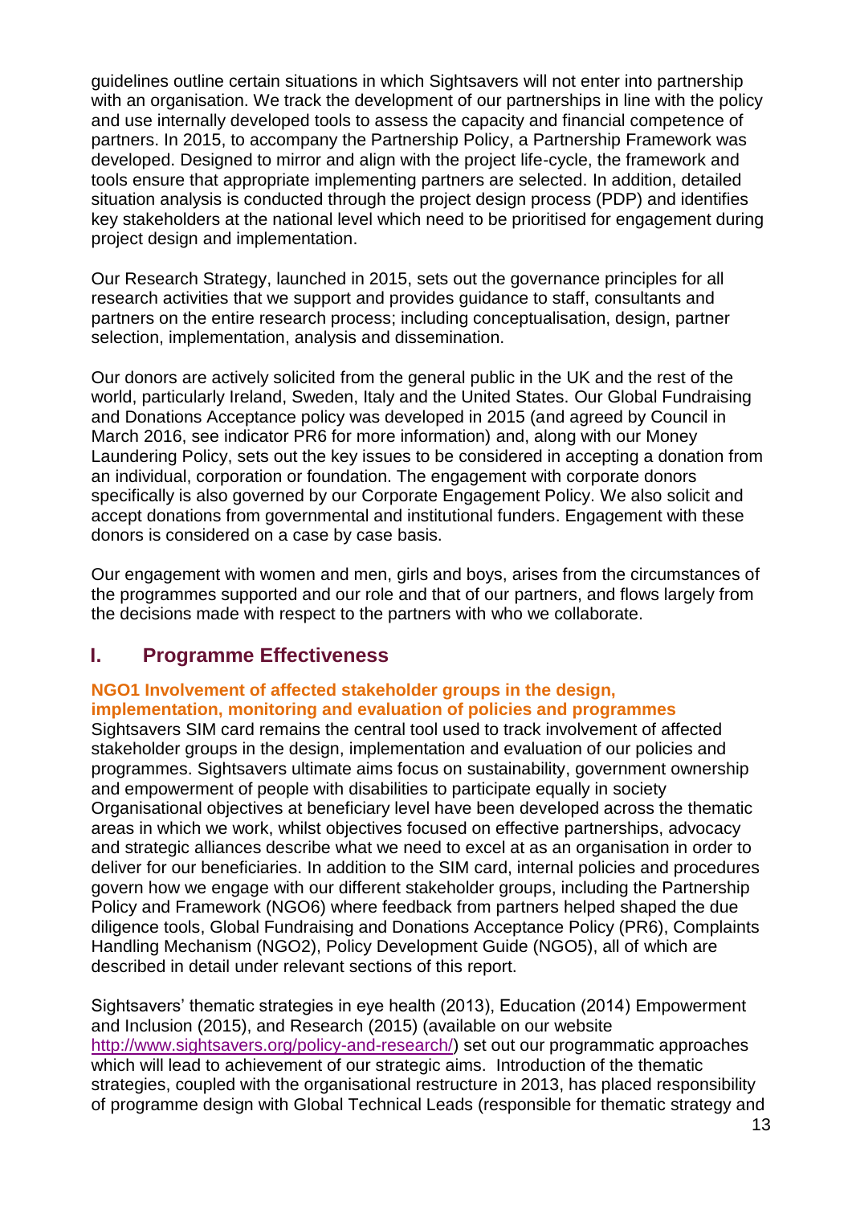guidelines outline certain situations in which Sightsavers will not enter into partnership with an organisation. We track the development of our partnerships in line with the policy and use internally developed tools to assess the capacity and financial competence of partners. In 2015, to accompany the Partnership Policy, a Partnership Framework was developed. Designed to mirror and align with the project life-cycle, the framework and tools ensure that appropriate implementing partners are selected. In addition, detailed situation analysis is conducted through the project design process (PDP) and identifies key stakeholders at the national level which need to be prioritised for engagement during project design and implementation.

Our Research Strategy, launched in 2015, sets out the governance principles for all research activities that we support and provides guidance to staff, consultants and partners on the entire research process; including conceptualisation, design, partner selection, implementation, analysis and dissemination.

Our donors are actively solicited from the general public in the UK and the rest of the world, particularly Ireland, Sweden, Italy and the United States. Our Global Fundraising and Donations Acceptance policy was developed in 2015 (and agreed by Council in March 2016, see indicator PR6 for more information) and, along with our Money Laundering Policy, sets out the key issues to be considered in accepting a donation from an individual, corporation or foundation. The engagement with corporate donors specifically is also governed by our Corporate Engagement Policy. We also solicit and accept donations from governmental and institutional funders. Engagement with these donors is considered on a case by case basis.

Our engagement with women and men, girls and boys, arises from the circumstances of the programmes supported and our role and that of our partners, and flows largely from the decisions made with respect to the partners with who we collaborate.

## I. Programme Effectiveness

### NGO1 Involvement of affected stakeholder groups in the design, implementation, monitoring and evaluation of policies and programmes

Sightsavers SIM card remains the central tool used to track involvement of affected stakeholder groups in the design, implementation and evaluation of our policies and programmes. Sightsavers ultimate aims focus on sustainability, government ownership and empowerment of people with disabilities to participate equally in society Organisational objectives at beneficiary level have been developed across the thematic areas in which we work, whilst objectives focused on effective partnerships, advocacy and strategic alliances describe what we need to excel at as an organisation in order to deliver for our beneficiaries. In addition to the SIM card, internal policies and procedures govern how we engage with our different stakeholder groups, including the Partnership Policy and Framework (NGO6) where feedback from partners helped shaped the due diligence tools, Global Fundraising and Donations Acceptance Policy (PR6), Complaints Handling Mechanism (NGO2), Policy Development Guide (NGO5), all of which are described in detail under relevant sections of this report.

Sightsavers' thematic strategies in eye health (2013), Education (2014) Empowerment and Inclusion (2015), and Research (2015) (available on our website http://www.sightsavers.org/policy-and-research/) set out our programmatic approaches which will lead to achievement of our strategic aims. Introduction of the thematic strategies, coupled with the organisational restructure in 2013, has placed responsibility of programme design with Global Technical Leads (responsible for thematic strategy and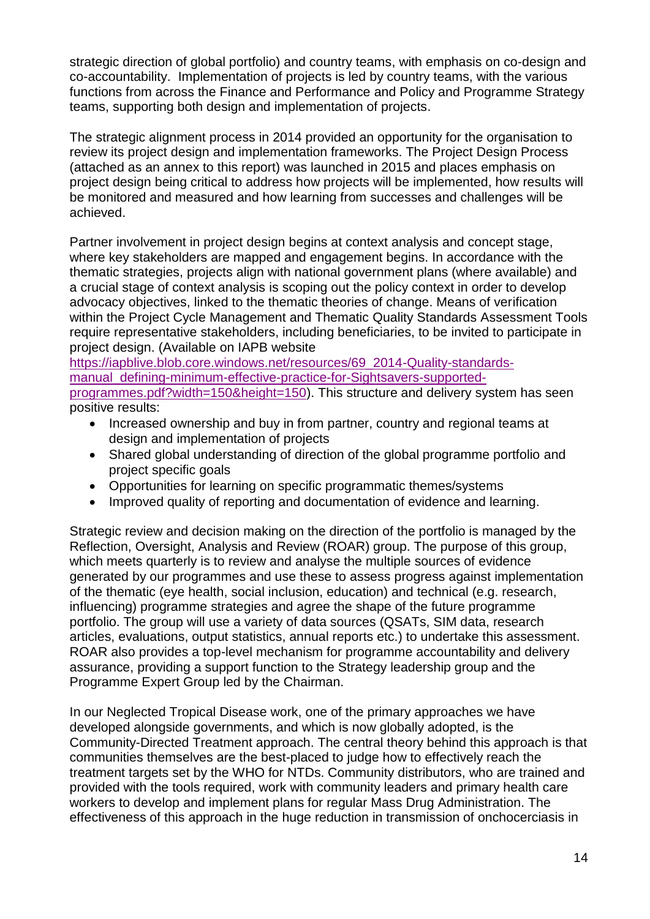strategic direction of global portfolio) and country teams, with emphasis on co-design and co-accountability. Implementation of projects is led by country teams, with the various functions from across the Finance and Performance and Policy and Programme Strategy teams, supporting both design and implementation of projects.

The strategic alignment process in 2014 provided an opportunity for the organisation to review its project design and implementation frameworks. The Project Design Process (attached as an annex to this report) was launched in 2015 and places emphasis on project design being critical to address how projects will be implemented, how results will be monitored and measured and how learning from successes and challenges will be achieved.

Partner involvement in project design begins at context analysis and concept stage, where key stakeholders are mapped and engagement begins. In accordance with the thematic strategies, projects align with national government plans (where available) and a crucial stage of context analysis is scoping out the policy context in order to develop advocacy objectives, linked to the thematic theories of change. Means of verification within the Project Cycle Management and Thematic Quality Standards Assessment Tools require representative stakeholders, including beneficiaries, to be invited to participate in project design. (Available on IAPB website [https://iapblive.blob.core.windows.net/resources/69_2014-Quality-standards-manual_defining-minimum-effective-practice-for-Sightsavers-supported-programmes.pdf?width=150&height=150](https://iapblive.blob.core.windows.net/resources/69_2014-Quality-standards-manual_defining-minimum-effective-practice-for-Sightsavers-supported-programmes.pdf?width=150&height=150)). This structure and delivery system has seen positive results:

- Increased ownership and buy in from partner, country and regional teams at design and implementation of projects
- Shared global understanding of direction of the global programme portfolio and project specific goals
- Opportunities for learning on specific programmatic themes/systems
- Improved quality of reporting and documentation of evidence and learning.

Strategic review and decision making on the direction of the portfolio is managed by the Reflection, Oversight, Analysis and Review (ROAR) group. The purpose of this group, which meets quarterly is to review and analyse the multiple sources of evidence generated by our programmes and use these to assess progress against implementation of the thematic (eye health, social inclusion, education) and technical (e.g. research, influencing) programme strategies and agree the shape of the future programme portfolio. The group will use a variety of data sources (QSATs, SIM data, research articles, evaluations, output statistics, annual reports etc.) to undertake this assessment. ROAR also provides a top-level mechanism for programme accountability and delivery assurance, providing a support function to the Strategy leadership group and the Programme Expert Group led by the Chairman.

In our Neglected Tropical Disease work, one of the primary approaches we have developed alongside governments, and which is now globally adopted, is the Community-Directed Treatment approach. The central theory behind this approach is that communities themselves are the best-placed to judge how to effectively reach the treatment targets set by the WHO for NTDs. Community distributors, who are trained and provided with the tools required, work with community leaders and primary health care workers to develop and implement plans for regular Mass Drug Administration. The effectiveness of this approach in the huge reduction in transmission of onchocerciasis in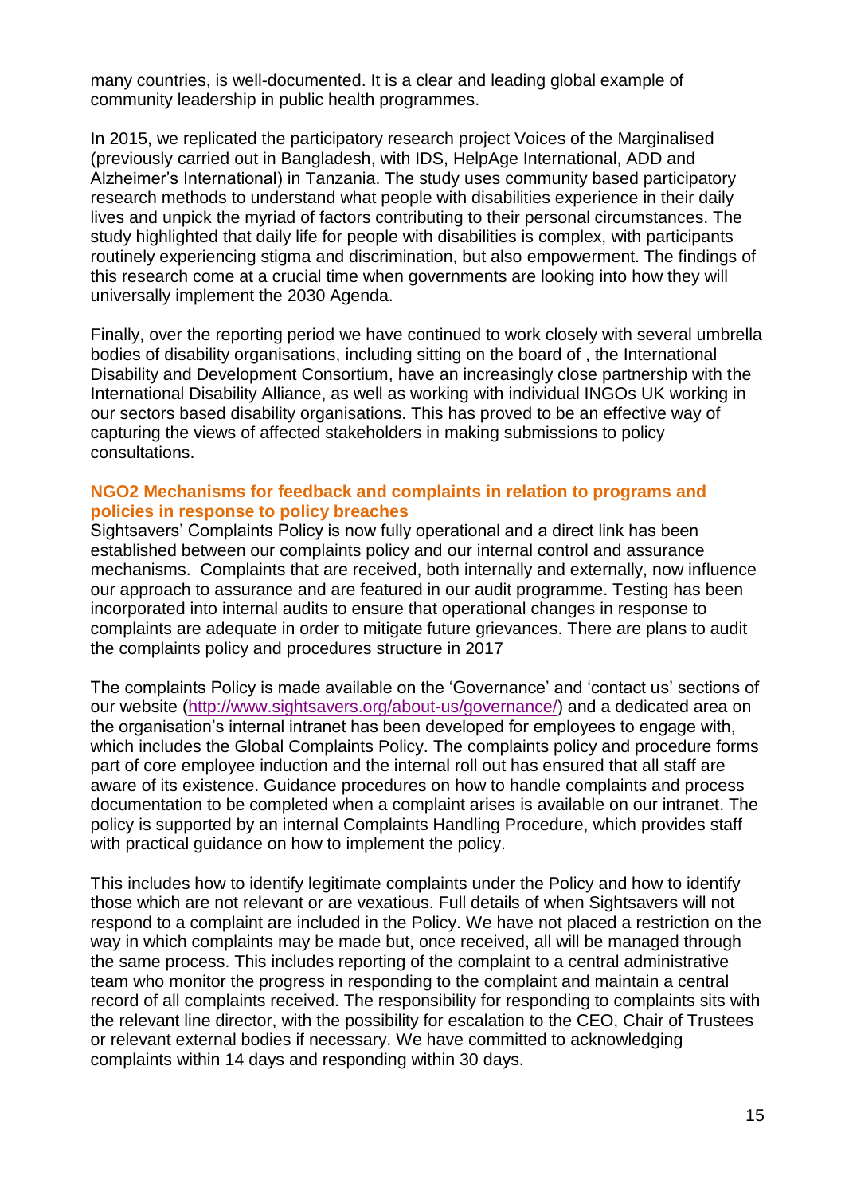many countries, is well-documented. It is a clear and leading global example of community leadership in public health programmes.

In 2015, we replicated the participatory research project Voices of the Marginalised (previously carried out in Bangladesh, with IDS, HelpAge International, ADD and Alzheimer's International) in Tanzania. The study uses community based participatory research methods to understand what people with disabilities experience in their daily lives and unpick the myriad of factors contributing to their personal circumstances. The study highlighted that daily life for people with disabilities is complex, with participants routinely experiencing stigma and discrimination, but also empowerment. The findings of this research come at a crucial time when governments are looking into how they will universally implement the 2030 Agenda.

Finally, over the reporting period we have continued to work closely with several umbrella bodies of disability organisations, including sitting on the board of , the International Disability and Development Consortium, have an increasingly close partnership with the International Disability Alliance, as well as working with individual INGOs UK working in our sectors based disability organisations. This has proved to be an effective way of capturing the views of affected stakeholders in making submissions to policy consultations.

### NGO2 Mechanisms for feedback and complaints in relation to programs and policies in response to policy breaches

Sightsavers' Complaints Policy is now fully operational and a direct link has been established between our complaints policy and our internal control and assurance mechanisms. Complaints that are received, both internally and externally, now influence our approach to assurance and are featured in our audit programme. Testing has been incorporated into internal audits to ensure that operational changes in response to complaints are adequate in order to mitigate future grievances. There are plans to audit the complaints policy and procedures structure in 2017

The complaints Policy is made available on the 'Governance' and 'contact us' sections of our website (http://www.sightsavers.org/about-us/governance/) and a dedicated area on the organisation's internal intranet has been developed for employees to engage with, which includes the Global Complaints Policy. The complaints policy and procedure forms part of core employee induction and the internal roll out has ensured that all staff are aware of its existence. Guidance procedures on how to handle complaints and process documentation to be completed when a complaint arises is available on our intranet. The policy is supported by an internal Complaints Handling Procedure, which provides staff with practical guidance on how to implement the policy.

This includes how to identify legitimate complaints under the Policy and how to identify those which are not relevant or are vexatious. Full details of when Sightsavers will not respond to a complaint are included in the Policy. We have not placed a restriction on the way in which complaints may be made but, once received, all will be managed through the same process. This includes reporting of the complaint to a central administrative team who monitor the progress in responding to the complaint and maintain a central record of all complaints received. The responsibility for responding to complaints sits with the relevant line director, with the possibility for escalation to the CEO, Chair of Trustees or relevant external bodies if necessary. We have committed to acknowledging complaints within 14 days and responding within 30 days.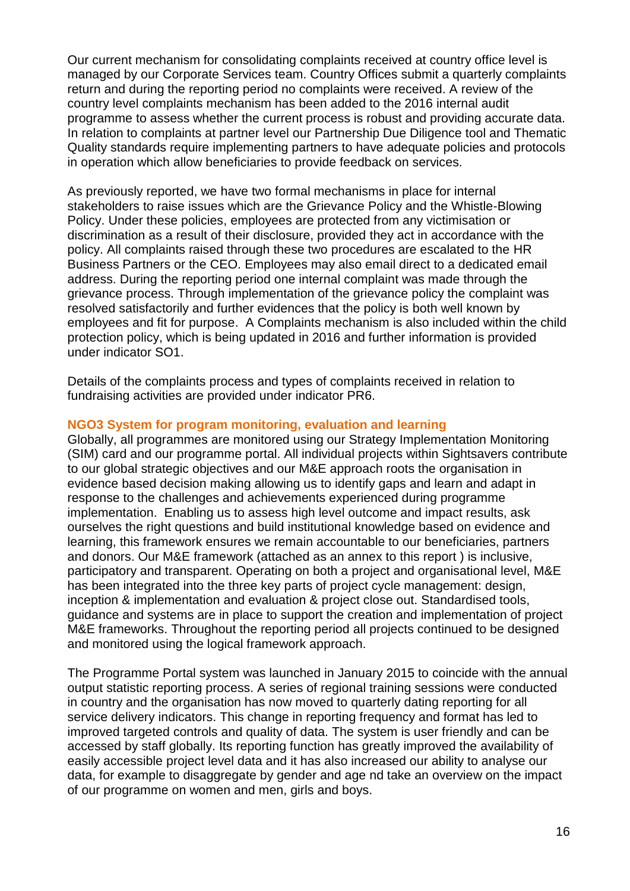Our current mechanism for consolidating complaints received at country office level is managed by our Corporate Services team. Country Offices submit a quarterly complaints return and during the reporting period no complaints were received. A review of the country level complaints mechanism has been added to the 2016 internal audit programme to assess whether the current process is robust and providing accurate data. In relation to complaints at partner level our Partnership Due Diligence tool and Thematic Quality standards require implementing partners to have adequate policies and protocols in operation which allow beneficiaries to provide feedback on services.

As previously reported, we have two formal mechanisms in place for internal stakeholders to raise issues which are the Grievance Policy and the Whistle-Blowing Policy. Under these policies, employees are protected from any victimisation or discrimination as a result of their disclosure, provided they act in accordance with the policy. All complaints raised through these two procedures are escalated to the HR Business Partners or the CEO. Employees may also email direct to a dedicated email address. During the reporting period one internal complaint was made through the grievance process. Through implementation of the grievance policy the complaint was resolved satisfactorily and further evidences that the policy is both well known by employees and fit for purpose. A Complaints mechanism is also included within the child protection policy, which is being updated in 2016 and further information is provided under indicator SO1.

Details of the complaints process and types of complaints received in relation to fundraising activities are provided under indicator PR6.

### NGO3 System for program monitoring, evaluation and learning

Globally, all programmes are monitored using our Strategy Implementation Monitoring (SIM) card and our programme portal. All individual projects within Sightsavers contribute to our global strategic objectives and our M&E approach roots the organisation in evidence based decision making allowing us to identify gaps and learn and adapt in response to the challenges and achievements experienced during programme implementation. Enabling us to assess high level outcome and impact results, ask ourselves the right questions and build institutional knowledge based on evidence and learning, this framework ensures we remain accountable to our beneficiaries, partners and donors. Our M&E framework (attached as an annex to this report ) is inclusive, participatory and transparent. Operating on both a project and organisational level, M&E has been integrated into the three key parts of project cycle management: design, inception & implementation and evaluation & project close out. Standardised tools, guidance and systems are in place to support the creation and implementation of project M&E frameworks. Throughout the reporting period all projects continued to be designed and monitored using the logical framework approach.

The Programme Portal system was launched in January 2015 to coincide with the annual output statistic reporting process. A series of regional training sessions were conducted in country and the organisation has now moved to quarterly dating reporting for all service delivery indicators. This change in reporting frequency and format has led to improved targeted controls and quality of data. The system is user friendly and can be accessed by staff globally. Its reporting function has greatly improved the availability of easily accessible project level data and it has also increased our ability to analyse our data, for example to disaggregate by gender and age nd take an overview on the impact of our programme on women and men, girls and boys.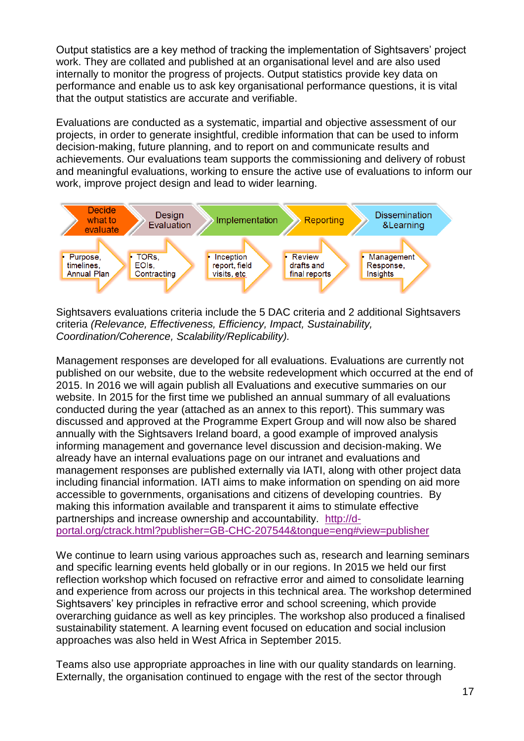Output statistics are a key method of tracking the implementation of Sightsavers' project work. They are collated and published at an organisational level and are also used internally to monitor the progress of projects. Output statistics provide key data on performance and enable us to ask key organisational performance questions, it is vital that the output statistics are accurate and verifiable.

Evaluations are conducted as a systematic, impartial and objective assessment of our projects, in order to generate insightful, credible information that can be used to inform decision-making, future planning, and to report on and communicate results and achievements. Our evaluations team supports the commissioning and delivery of robust and meaningful evaluations, working to ensure the active use of evaluations to inform our work, improve project design and lead to wider learning.

| Decide what to evaluate | Design Evaluation | Implementation | Reporting | Dissemination &Learning |
|---|---|---|---|---|
| • Purpose, timelines, Annual Plan | • TORs, EOIs, Contracting | • Inception report, field visits, etc | • Review drafts and final reports | • Management Response, Insights |

Sightsavers evaluations criteria include the 5 DAC criteria and 2 additional Sightsavers criteria *(Relevance, Effectiveness, Efficiency, Impact, Sustainability, Coordination/Coherence, Scalability/Replicability).*

Management responses are developed for all evaluations. Evaluations are currently not published on our website, due to the website redevelopment which occurred at the end of 2015. In 2016 we will again publish all Evaluations and executive summaries on our website. In 2015 for the first time we published an annual summary of all evaluations conducted during the year (attached as an annex to this report). This summary was discussed and approved at the Programme Expert Group and will now also be shared annually with the Sightsavers Ireland board, a good example of improved analysis informing management and governance level discussion and decision-making. We already have an internal evaluations page on our intranet and evaluations and management responses are published externally via IATI, along with other project data including financial information. IATI aims to make information on spending on aid more accessible to governments, organisations and citizens of developing countries. By making this information available and transparent it aims to stimulate effective partnerships and increase ownership and accountability. [http://d-portal.org/ctrack.html?publisher=GB-CHC-207544&tongue=eng#view=publisher](http://d-portal.org/ctrack.html?publisher=GB-CHC-207544&tongue=eng#view=publisher)

We continue to learn using various approaches such as, research and learning seminars and specific learning events held globally or in our regions. In 2015 we held our first reflection workshop which focused on refractive error and aimed to consolidate learning and experience from across our projects in this technical area. The workshop determined Sightsavers' key principles in refractive error and school screening, which provide overarching guidance as well as key principles. The workshop also produced a finalised sustainability statement. A learning event focused on education and social inclusion approaches was also held in West Africa in September 2015.

Teams also use appropriate approaches in line with our quality standards on learning. Externally, the organisation continued to engage with the rest of the sector through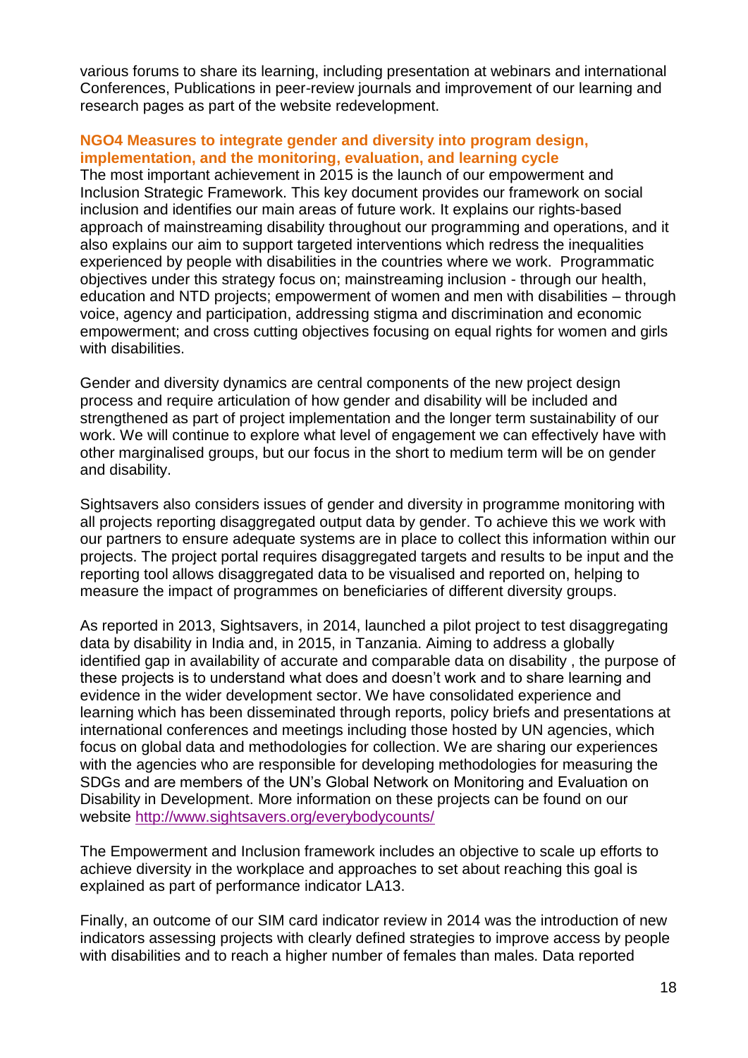various forums to share its learning, including presentation at webinars and international Conferences, Publications in peer-review journals and improvement of our learning and research pages as part of the website redevelopment.

### NGO4 Measures to integrate gender and diversity into program design, implementation, and the monitoring, evaluation, and learning cycle

The most important achievement in 2015 is the launch of our empowerment and Inclusion Strategic Framework. This key document provides our framework on social inclusion and identifies our main areas of future work. It explains our rights-based approach of mainstreaming disability throughout our programming and operations, and it also explains our aim to support targeted interventions which redress the inequalities experienced by people with disabilities in the countries where we work. Programmatic objectives under this strategy focus on; mainstreaming inclusion - through our health, education and NTD projects; empowerment of women and men with disabilities – through voice, agency and participation, addressing stigma and discrimination and economic empowerment; and cross cutting objectives focusing on equal rights for women and girls with disabilities.

Gender and diversity dynamics are central components of the new project design process and require articulation of how gender and disability will be included and strengthened as part of project implementation and the longer term sustainability of our work. We will continue to explore what level of engagement we can effectively have with other marginalised groups, but our focus in the short to medium term will be on gender and disability.

Sightsavers also considers issues of gender and diversity in programme monitoring with all projects reporting disaggregated output data by gender. To achieve this we work with our partners to ensure adequate systems are in place to collect this information within our projects. The project portal requires disaggregated targets and results to be input and the reporting tool allows disaggregated data to be visualised and reported on, helping to measure the impact of programmes on beneficiaries of different diversity groups.

As reported in 2013, Sightsavers, in 2014, launched a pilot project to test disaggregating data by disability in India and, in 2015, in Tanzania. Aiming to address a globally identified gap in availability of accurate and comparable data on disability , the purpose of these projects is to understand what does and doesn't work and to share learning and evidence in the wider development sector. We have consolidated experience and learning which has been disseminated through reports, policy briefs and presentations at international conferences and meetings including those hosted by UN agencies, which focus on global data and methodologies for collection. We are sharing our experiences with the agencies who are responsible for developing methodologies for measuring the SDGs and are members of the UN's Global Network on Monitoring and Evaluation on Disability in Development. More information on these projects can be found on our website http://www.sightsavers.org/everybodycounts/

The Empowerment and Inclusion framework includes an objective to scale up efforts to achieve diversity in the workplace and approaches to set about reaching this goal is explained as part of performance indicator LA13.

Finally, an outcome of our SIM card indicator review in 2014 was the introduction of new indicators assessing projects with clearly defined strategies to improve access by people with disabilities and to reach a higher number of females than males. Data reported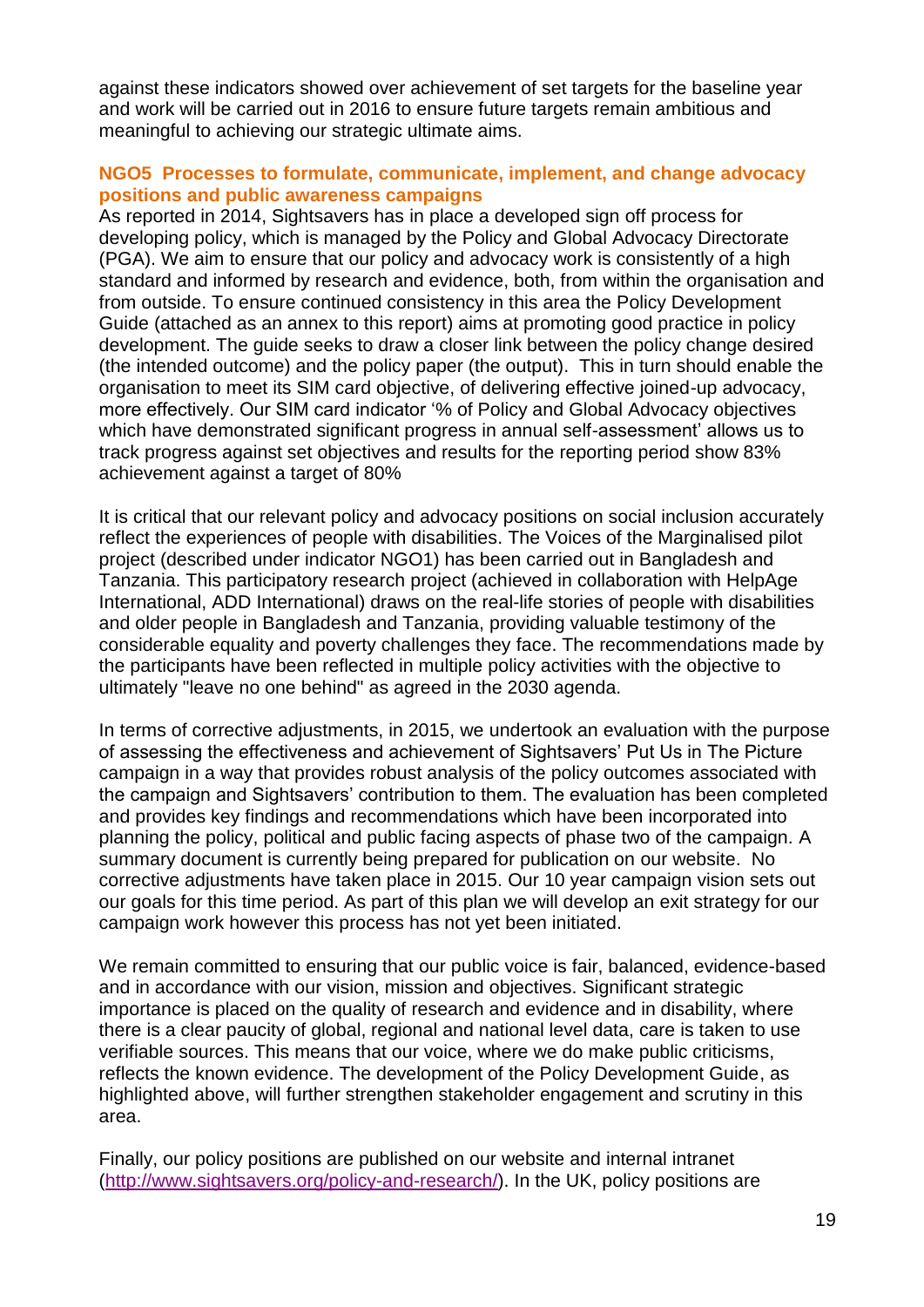against these indicators showed over achievement of set targets for the baseline year and work will be carried out in 2016 to ensure future targets remain ambitious and meaningful to achieving our strategic ultimate aims.

### NGO5 Processes to formulate, communicate, implement, and change advocacy positions and public awareness campaigns

As reported in 2014, Sightsavers has in place a developed sign off process for developing policy, which is managed by the Policy and Global Advocacy Directorate (PGA). We aim to ensure that our policy and advocacy work is consistently of a high standard and informed by research and evidence, both, from within the organisation and from outside. To ensure continued consistency in this area the Policy Development Guide (attached as an annex to this report) aims at promoting good practice in policy development. The guide seeks to draw a closer link between the policy change desired (the intended outcome) and the policy paper (the output). This in turn should enable the organisation to meet its SIM card objective, of delivering effective joined-up advocacy, more effectively. Our SIM card indicator '% of Policy and Global Advocacy objectives which have demonstrated significant progress in annual self-assessment' allows us to track progress against set objectives and results for the reporting period show 83% achievement against a target of 80%

It is critical that our relevant policy and advocacy positions on social inclusion accurately reflect the experiences of people with disabilities. The Voices of the Marginalised pilot project (described under indicator NGO1) has been carried out in Bangladesh and Tanzania. This participatory research project (achieved in collaboration with HelpAge International, ADD International) draws on the real-life stories of people with disabilities and older people in Bangladesh and Tanzania, providing valuable testimony of the considerable equality and poverty challenges they face. The recommendations made by the participants have been reflected in multiple policy activities with the objective to ultimately "leave no one behind" as agreed in the 2030 agenda.

In terms of corrective adjustments, in 2015, we undertook an evaluation with the purpose of assessing the effectiveness and achievement of Sightsavers' Put Us in The Picture campaign in a way that provides robust analysis of the policy outcomes associated with the campaign and Sightsavers' contribution to them. The evaluation has been completed and provides key findings and recommendations which have been incorporated into planning the policy, political and public facing aspects of phase two of the campaign. A summary document is currently being prepared for publication on our website. No corrective adjustments have taken place in 2015. Our 10 year campaign vision sets out our goals for this time period. As part of this plan we will develop an exit strategy for our campaign work however this process has not yet been initiated.

We remain committed to ensuring that our public voice is fair, balanced, evidence-based and in accordance with our vision, mission and objectives. Significant strategic importance is placed on the quality of research and evidence and in disability, where there is a clear paucity of global, regional and national level data, care is taken to use verifiable sources. This means that our voice, where we do make public criticisms, reflects the known evidence. The development of the Policy Development Guide, as highlighted above, will further strengthen stakeholder engagement and scrutiny in this area.

Finally, our policy positions are published on our website and internal intranet (http://www.sightsavers.org/policy-and-research/). In the UK, policy positions are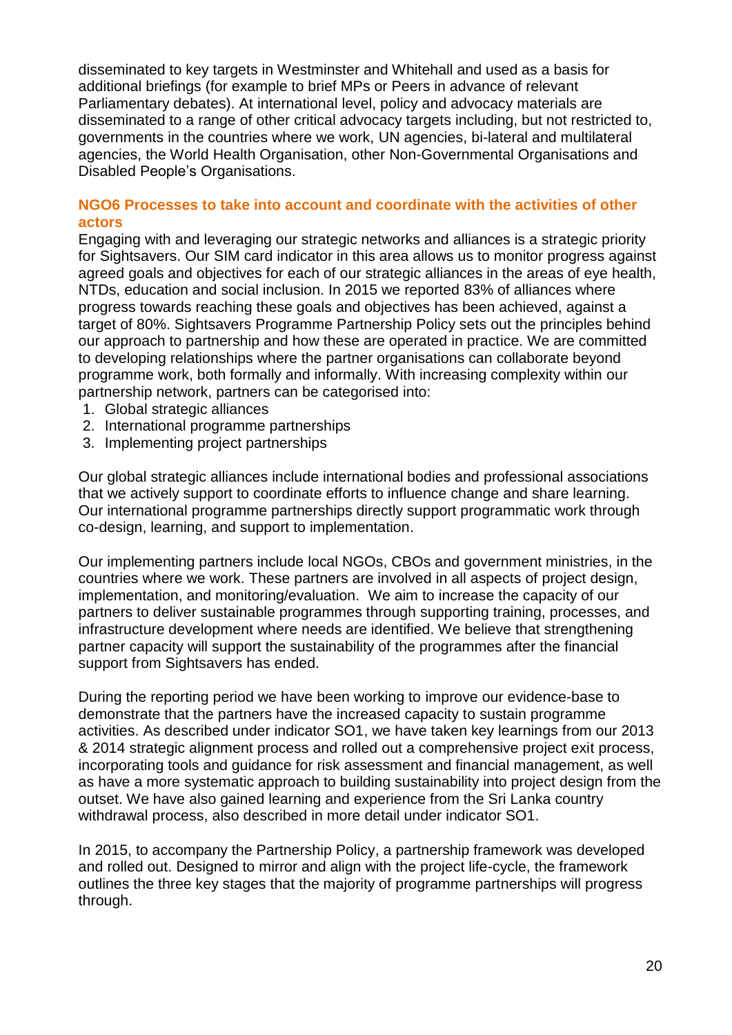disseminated to key targets in Westminster and Whitehall and used as a basis for additional briefings (for example to brief MPs or Peers in advance of relevant Parliamentary debates). At international level, policy and advocacy materials are disseminated to a range of other critical advocacy targets including, but not restricted to, governments in the countries where we work, UN agencies, bi-lateral and multilateral agencies, the World Health Organisation, other Non-Governmental Organisations and Disabled People's Organisations.

### NGO6 Processes to take into account and coordinate with the activities of other actors

Engaging with and leveraging our strategic networks and alliances is a strategic priority for Sightsavers. Our SIM card indicator in this area allows us to monitor progress against agreed goals and objectives for each of our strategic alliances in the areas of eye health, NTDs, education and social inclusion. In 2015 we reported 83% of alliances where progress towards reaching these goals and objectives has been achieved, against a target of 80%. Sightsavers Programme Partnership Policy sets out the principles behind our approach to partnership and how these are operated in practice. We are committed to developing relationships where the partner organisations can collaborate beyond programme work, both formally and informally. With increasing complexity within our partnership network, partners can be categorised into:

1. Global strategic alliances
2. International programme partnerships
3. Implementing project partnerships

Our global strategic alliances include international bodies and professional associations that we actively support to coordinate efforts to influence change and share learning. Our international programme partnerships directly support programmatic work through co-design, learning, and support to implementation.

Our implementing partners include local NGOs, CBOs and government ministries, in the countries where we work. These partners are involved in all aspects of project design, implementation, and monitoring/evaluation. We aim to increase the capacity of our partners to deliver sustainable programmes through supporting training, processes, and infrastructure development where needs are identified. We believe that strengthening partner capacity will support the sustainability of the programmes after the financial support from Sightsavers has ended.

During the reporting period we have been working to improve our evidence-base to demonstrate that the partners have the increased capacity to sustain programme activities. As described under indicator SO1, we have taken key learnings from our 2013 & 2014 strategic alignment process and rolled out a comprehensive project exit process, incorporating tools and guidance for risk assessment and financial management, as well as have a more systematic approach to building sustainability into project design from the outset. We have also gained learning and experience from the Sri Lanka country withdrawal process, also described in more detail under indicator SO1.

In 2015, to accompany the Partnership Policy, a partnership framework was developed and rolled out. Designed to mirror and align with the project life-cycle, the framework outlines the three key stages that the majority of programme partnerships will progress through.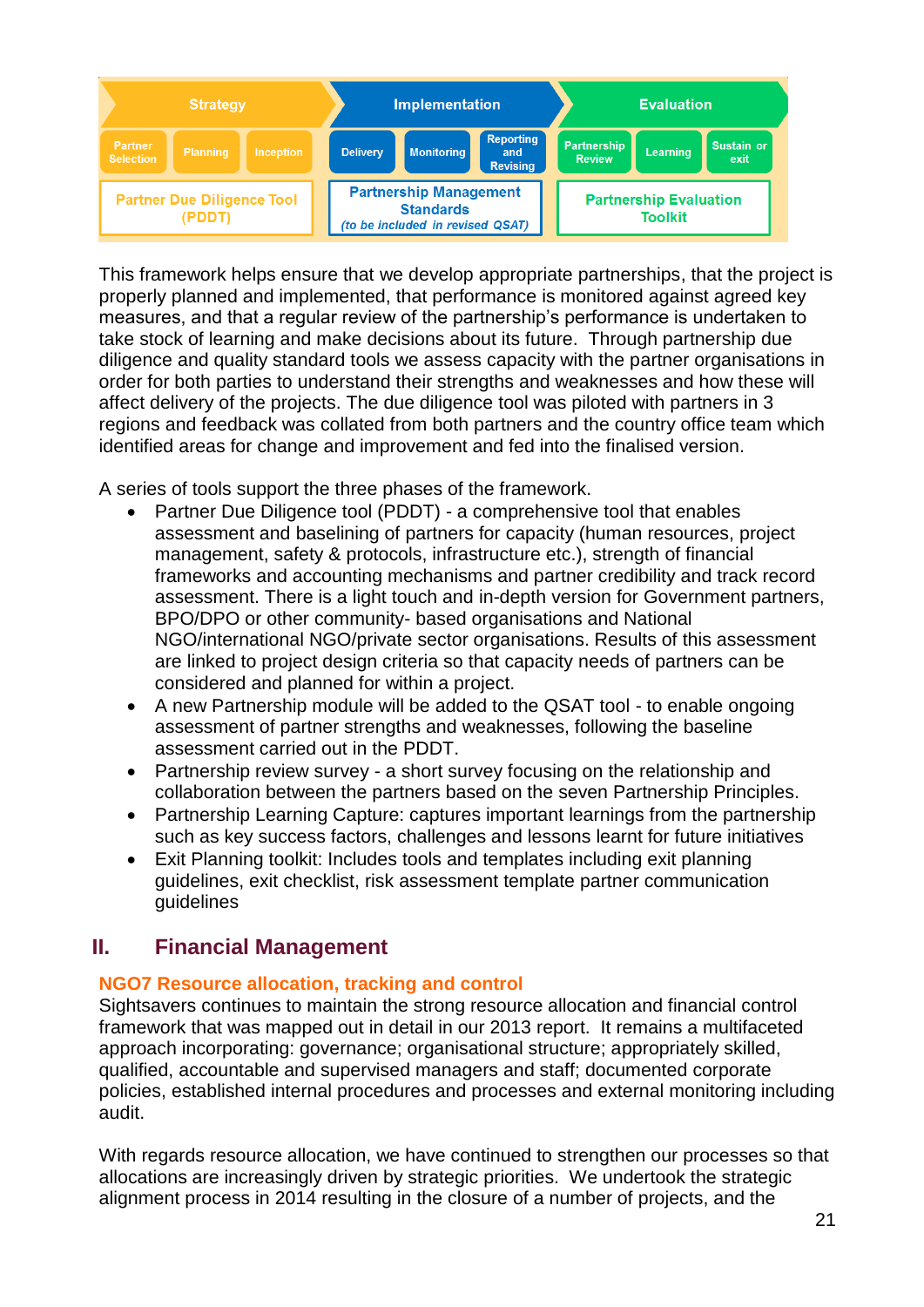| Strategy | | | Implementation | | | Evaluation | | |
|---|---|---|---|---|---|---|---|---|
| Partner Selection | Planning | Inception | Delivery | Monitoring | Reporting and Revising | Partnership Review | Learning | Sustain or exit |
| Partner Due Diligence Tool (PDDT) | | | Partnership Management Standards *(to be included in revised QSAT)* | | | Partnership Evaluation Toolkit | | |

This framework helps ensure that we develop appropriate partnerships, that the project is properly planned and implemented, that performance is monitored against agreed key measures, and that a regular review of the partnership's performance is undertaken to take stock of learning and make decisions about its future. Through partnership due diligence and quality standard tools we assess capacity with the partner organisations in order for both parties to understand their strengths and weaknesses and how these will affect delivery of the projects. The due diligence tool was piloted with partners in 3 regions and feedback was collated from both partners and the country office team which identified areas for change and improvement and fed into the finalised version.

A series of tools support the three phases of the framework.

- Partner Due Diligence tool (PDDT) - a comprehensive tool that enables assessment and baselining of partners for capacity (human resources, project management, safety & protocols, infrastructure etc.), strength of financial frameworks and accounting mechanisms and partner credibility and track record assessment. There is a light touch and in-depth version for Government partners, BPO/DPO or other community- based organisations and National NGO/international NGO/private sector organisations. Results of this assessment are linked to project design criteria so that capacity needs of partners can be considered and planned for within a project.
- A new Partnership module will be added to the QSAT tool - to enable ongoing assessment of partner strengths and weaknesses, following the baseline assessment carried out in the PDDT.
- Partnership review survey - a short survey focusing on the relationship and collaboration between the partners based on the seven Partnership Principles.
- Partnership Learning Capture: captures important learnings from the partnership such as key success factors, challenges and lessons learnt for future initiatives
- Exit Planning toolkit: Includes tools and templates including exit planning guidelines, exit checklist, risk assessment template partner communication guidelines

## II. Financial Management

### NGO7 Resource allocation, tracking and control

Sightsavers continues to maintain the strong resource allocation and financial control framework that was mapped out in detail in our 2013 report. It remains a multifaceted approach incorporating: governance; organisational structure; appropriately skilled, qualified, accountable and supervised managers and staff; documented corporate policies, established internal procedures and processes and external monitoring including audit.

With regards resource allocation, we have continued to strengthen our processes so that allocations are increasingly driven by strategic priorities. We undertook the strategic alignment process in 2014 resulting in the closure of a number of projects, and the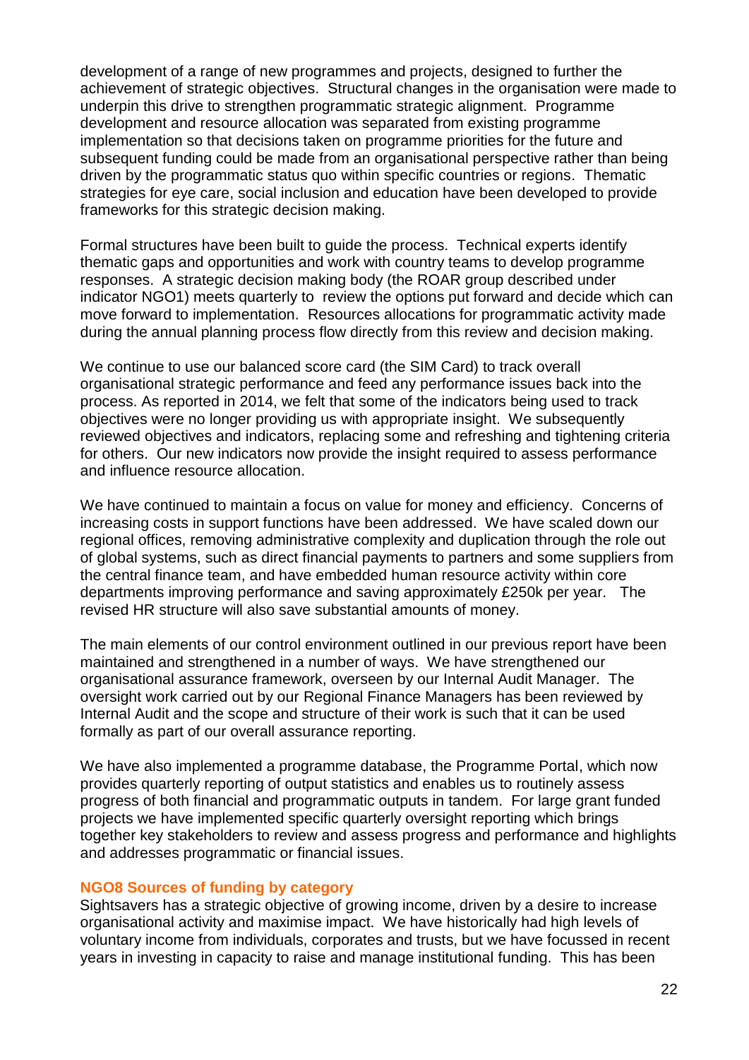development of a range of new programmes and projects, designed to further the achievement of strategic objectives. Structural changes in the organisation were made to underpin this drive to strengthen programmatic strategic alignment. Programme development and resource allocation was separated from existing programme implementation so that decisions taken on programme priorities for the future and subsequent funding could be made from an organisational perspective rather than being driven by the programmatic status quo within specific countries or regions. Thematic strategies for eye care, social inclusion and education have been developed to provide frameworks for this strategic decision making.

Formal structures have been built to guide the process. Technical experts identify thematic gaps and opportunities and work with country teams to develop programme responses. A strategic decision making body (the ROAR group described under indicator NGO1) meets quarterly to review the options put forward and decide which can move forward to implementation. Resources allocations for programmatic activity made during the annual planning process flow directly from this review and decision making.

We continue to use our balanced score card (the SIM Card) to track overall organisational strategic performance and feed any performance issues back into the process. As reported in 2014, we felt that some of the indicators being used to track objectives were no longer providing us with appropriate insight. We subsequently reviewed objectives and indicators, replacing some and refreshing and tightening criteria for others. Our new indicators now provide the insight required to assess performance and influence resource allocation.

We have continued to maintain a focus on value for money and efficiency. Concerns of increasing costs in support functions have been addressed. We have scaled down our regional offices, removing administrative complexity and duplication through the role out of global systems, such as direct financial payments to partners and some suppliers from the central finance team, and have embedded human resource activity within core departments improving performance and saving approximately £250k per year. The revised HR structure will also save substantial amounts of money.

The main elements of our control environment outlined in our previous report have been maintained and strengthened in a number of ways. We have strengthened our organisational assurance framework, overseen by our Internal Audit Manager. The oversight work carried out by our Regional Finance Managers has been reviewed by Internal Audit and the scope and structure of their work is such that it can be used formally as part of our overall assurance reporting.

We have also implemented a programme database, the Programme Portal, which now provides quarterly reporting of output statistics and enables us to routinely assess progress of both financial and programmatic outputs in tandem. For large grant funded projects we have implemented specific quarterly oversight reporting which brings together key stakeholders to review and assess progress and performance and highlights and addresses programmatic or financial issues.

### NGO8 Sources of funding by category

Sightsavers has a strategic objective of growing income, driven by a desire to increase organisational activity and maximise impact. We have historically had high levels of voluntary income from individuals, corporates and trusts, but we have focussed in recent years in investing in capacity to raise and manage institutional funding. This has been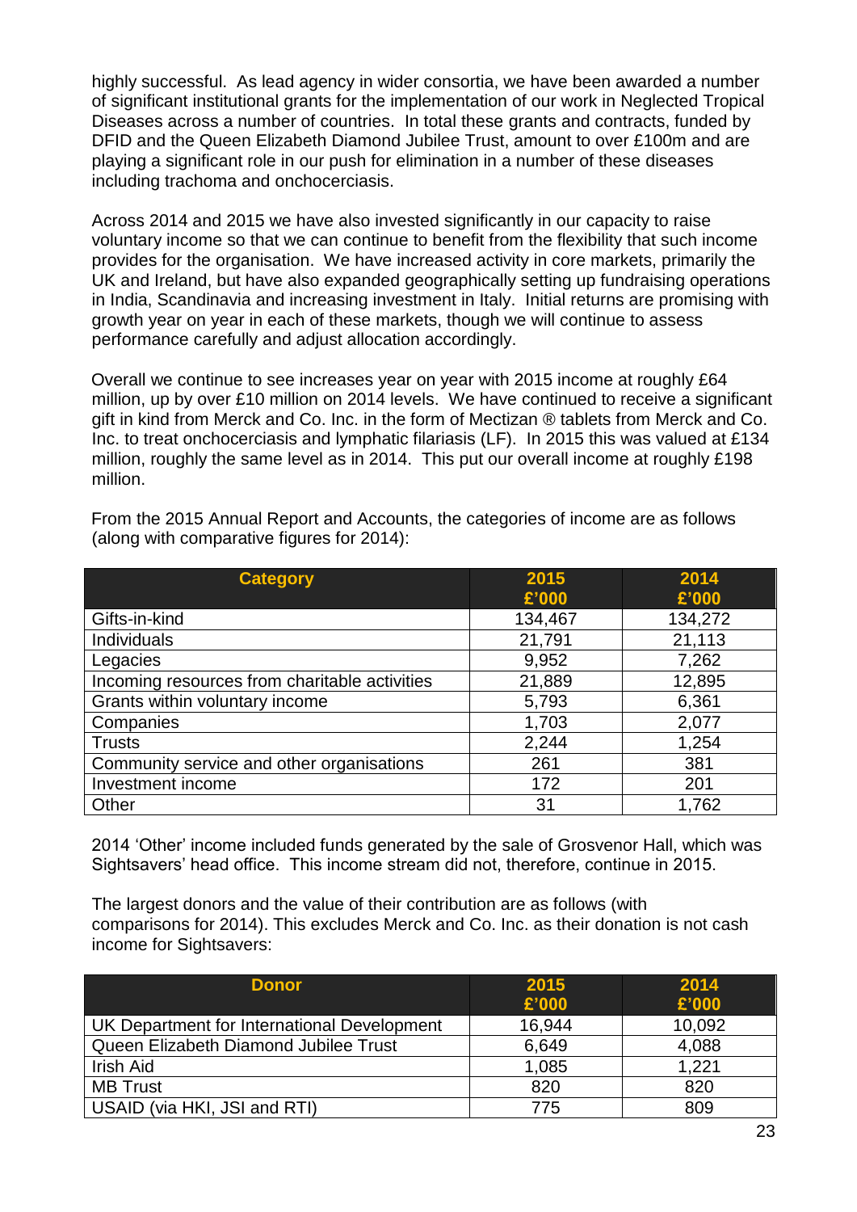highly successful. As lead agency in wider consortia, we have been awarded a number of significant institutional grants for the implementation of our work in Neglected Tropical Diseases across a number of countries. In total these grants and contracts, funded by DFID and the Queen Elizabeth Diamond Jubilee Trust, amount to over £100m and are playing a significant role in our push for elimination in a number of these diseases including trachoma and onchocerciasis.

Across 2014 and 2015 we have also invested significantly in our capacity to raise voluntary income so that we can continue to benefit from the flexibility that such income provides for the organisation. We have increased activity in core markets, primarily the UK and Ireland, but have also expanded geographically setting up fundraising operations in India, Scandinavia and increasing investment in Italy. Initial returns are promising with growth year on year in each of these markets, though we will continue to assess performance carefully and adjust allocation accordingly.

Overall we continue to see increases year on year with 2015 income at roughly £64 million, up by over £10 million on 2014 levels. We have continued to receive a significant gift in kind from Merck and Co. Inc. in the form of Mectizan ® tablets from Merck and Co. Inc. to treat onchocerciasis and lymphatic filariasis (LF). In 2015 this was valued at £134 million, roughly the same level as in 2014. This put our overall income at roughly £198 million.

From the 2015 Annual Report and Accounts, the categories of income are as follows (along with comparative figures for 2014):

| Category | 2015 £'000 | 2014 £'000 |
|---|---|---|
| Gifts-in-kind | 134,467 | 134,272 |
| Individuals | 21,791 | 21,113 |
| Legacies | 9,952 | 7,262 |
| Incoming resources from charitable activities | 21,889 | 12,895 |
| Grants within voluntary income | 5,793 | 6,361 |
| Companies | 1,703 | 2,077 |
| Trusts | 2,244 | 1,254 |
| Community service and other organisations | 261 | 381 |
| Investment income | 172 | 201 |
| Other | 31 | 1,762 |

2014 'Other' income included funds generated by the sale of Grosvenor Hall, which was Sightsavers' head office. This income stream did not, therefore, continue in 2015.

The largest donors and the value of their contribution are as follows (with comparisons for 2014). This excludes Merck and Co. Inc. as their donation is not cash income for Sightsavers:

| Donor | 2015 £'000 | 2014 £'000 |
|---|---|---|
| UK Department for International Development | 16,944 | 10,092 |
| Queen Elizabeth Diamond Jubilee Trust | 6,649 | 4,088 |
| Irish Aid | 1,085 | 1,221 |
| MB Trust | 820 | 820 |
| USAID (via HKI, JSI and RTI) | 775 | 809 |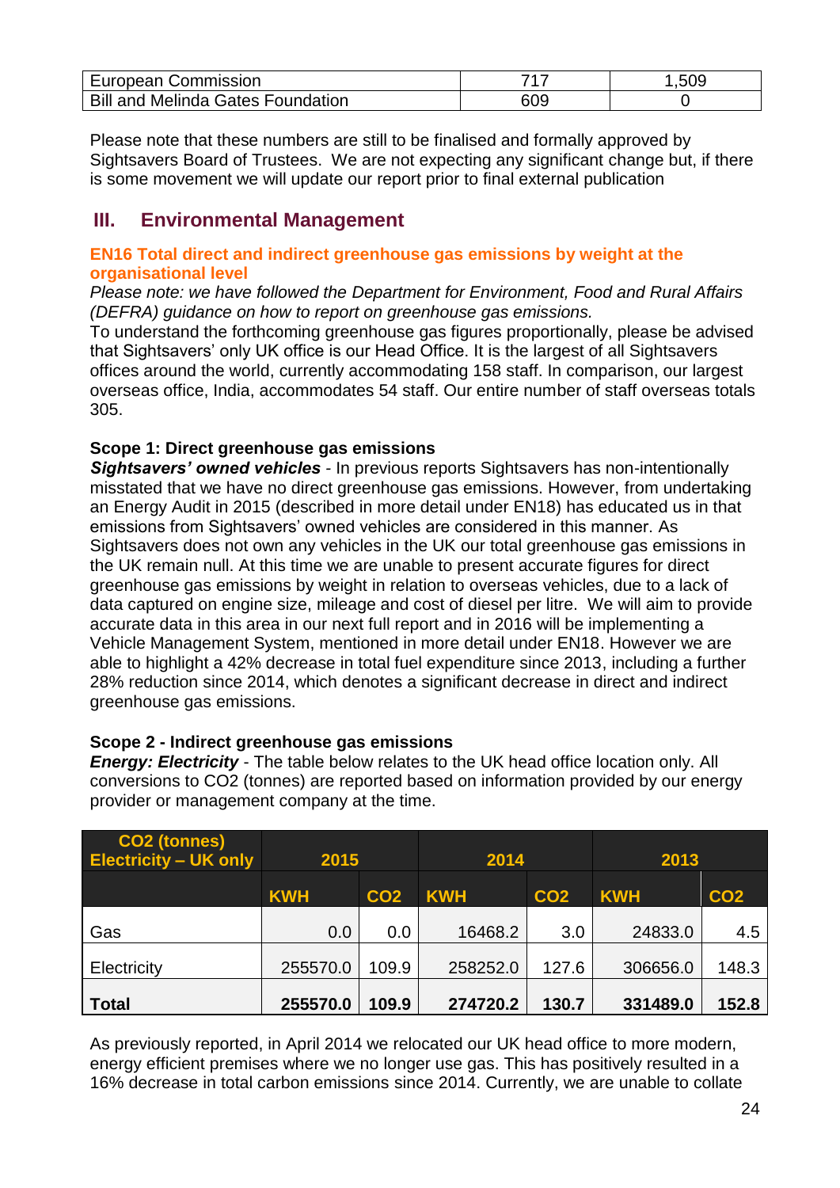| European Commission | 717 | 1,509 |
|---|---|---|
| Bill and Melinda Gates Foundation | 609 | 0 |

Please note that these numbers are still to be finalised and formally approved by Sightsavers Board of Trustees. We are not expecting any significant change but, if there is some movement we will update our report prior to final external publication

## III. Environmental Management

### EN16 Total direct and indirect greenhouse gas emissions by weight at the organisational level

*Please note: we have followed the Department for Environment, Food and Rural Affairs (DEFRA) guidance on how to report on greenhouse gas emissions.*

To understand the forthcoming greenhouse gas figures proportionally, please be advised that Sightsavers' only UK office is our Head Office. It is the largest of all Sightsavers offices around the world, currently accommodating 158 staff. In comparison, our largest overseas office, India, accommodates 54 staff. Our entire number of staff overseas totals 305.

**Scope 1: Direct greenhouse gas emissions**

***Sightsavers' owned vehicles*** - In previous reports Sightsavers has non-intentionally misstated that we have no direct greenhouse gas emissions. However, from undertaking an Energy Audit in 2015 (described in more detail under EN18) has educated us in that emissions from Sightsavers' owned vehicles are considered in this manner. As Sightsavers does not own any vehicles in the UK our total greenhouse gas emissions in the UK remain null. At this time we are unable to present accurate figures for direct greenhouse gas emissions by weight in relation to overseas vehicles, due to a lack of data captured on engine size, mileage and cost of diesel per litre. We will aim to provide accurate data in this area in our next full report and in 2016 will be implementing a Vehicle Management System, mentioned in more detail under EN18. However we are able to highlight a 42% decrease in total fuel expenditure since 2013, including a further 28% reduction since 2014, which denotes a significant decrease in direct and indirect greenhouse gas emissions.

**Scope 2 - Indirect greenhouse gas emissions**

***Energy: Electricity*** - The table below relates to the UK head office location only. All conversions to CO2 (tonnes) are reported based on information provided by our energy provider or management company at the time.

| CO2 (tonnes) Electricity – UK only | 2015 | | 2014 | | 2013 | |
|---|---|---|---|---|---|---|
| | KWH | CO2 | KWH | CO2 | KWH | CO2 |
| Gas | 0.0 | 0.0 | 16468.2 | 3.0 | 24833.0 | 4.5 |
| Electricity | 255570.0 | 109.9 | 258252.0 | 127.6 | 306656.0 | 148.3 |
| **Total** | **255570.0** | **109.9** | **274720.2** | **130.7** | **331489.0** | **152.8** |

As previously reported, in April 2014 we relocated our UK head office to more modern, energy efficient premises where we no longer use gas. This has positively resulted in a 16% decrease in total carbon emissions since 2014. Currently, we are unable to collate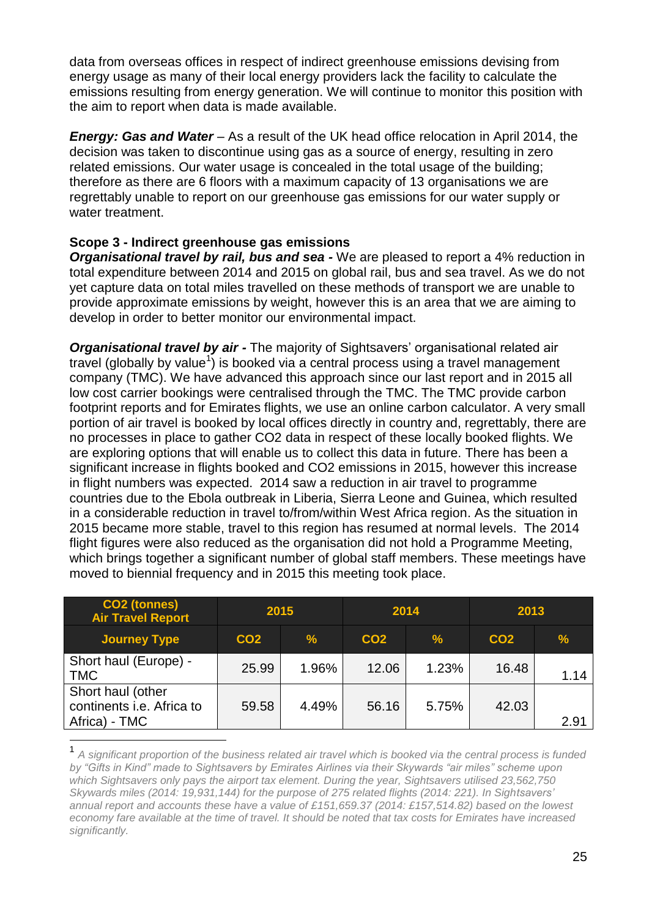data from overseas offices in respect of indirect greenhouse emissions devising from energy usage as many of their local energy providers lack the facility to calculate the emissions resulting from energy generation. We will continue to monitor this position with the aim to report when data is made available.

***Energy: Gas and Water*** – As a result of the UK head office relocation in April 2014, the decision was taken to discontinue using gas as a source of energy, resulting in zero related emissions. Our water usage is concealed in the total usage of the building; therefore as there are 6 floors with a maximum capacity of 13 organisations we are regrettably unable to report on our greenhouse gas emissions for our water supply or water treatment.

**Scope 3 - Indirect greenhouse gas emissions**

***Organisational travel by rail, bus and sea -*** We are pleased to report a 4% reduction in total expenditure between 2014 and 2015 on global rail, bus and sea travel. As we do not yet capture data on total miles travelled on these methods of transport we are unable to provide approximate emissions by weight, however this is an area that we are aiming to develop in order to better monitor our environmental impact.

***Organisational travel by air -*** The majority of Sightsavers' organisational related air travel (globally by value[1]) is booked via a central process using a travel management company (TMC). We have advanced this approach since our last report and in 2015 all low cost carrier bookings were centralised through the TMC. The TMC provide carbon footprint reports and for Emirates flights, we use an online carbon calculator. A very small portion of air travel is booked by local offices directly in country and, regrettably, there are no processes in place to gather CO2 data in respect of these locally booked flights. We are exploring options that will enable us to collect this data in future. There has been a significant increase in flights booked and CO2 emissions in 2015, however this increase in flight numbers was expected. 2014 saw a reduction in air travel to programme countries due to the Ebola outbreak in Liberia, Sierra Leone and Guinea, which resulted in a considerable reduction in travel to/from/within West Africa region. As the situation in 2015 became more stable, travel to this region has resumed at normal levels. The 2014 flight figures were also reduced as the organisation did not hold a Programme Meeting, which brings together a significant number of global staff members. These meetings have moved to biennial frequency and in 2015 this meeting took place.

| CO2 (tonnes) Air Travel Report | 2015 | | 2014 | | 2013 | |
|---|---|---|---|---|---|---|
| **Journey Type** | **CO2** | **%** | **CO2** | **%** | **CO2** | **%** |
| Short haul (Europe) - TMC | 25.99 | 1.96% | 12.06 | 1.23% | 16.48 | 1.14 |
| Short haul (other continents i.e. Africa to Africa) - TMC | 59.58 | 4.49% | 56.16 | 5.75% | 42.03 | 2.91 |

[1] *A significant proportion of the business related air travel which is booked via the central process is funded by "Gifts in Kind" made to Sightsavers by Emirates Airlines via their Skywards "air miles" scheme upon which Sightsavers only pays the airport tax element. During the year, Sightsavers utilised 23,562,750 Skywards miles (2014: 19,931,144) for the purpose of 275 related flights (2014: 221). In Sightsavers' annual report and accounts these have a value of £151,659.37 (2014: £157,514.82) based on the lowest economy fare available at the time of travel. It should be noted that tax costs for Emirates have increased significantly.*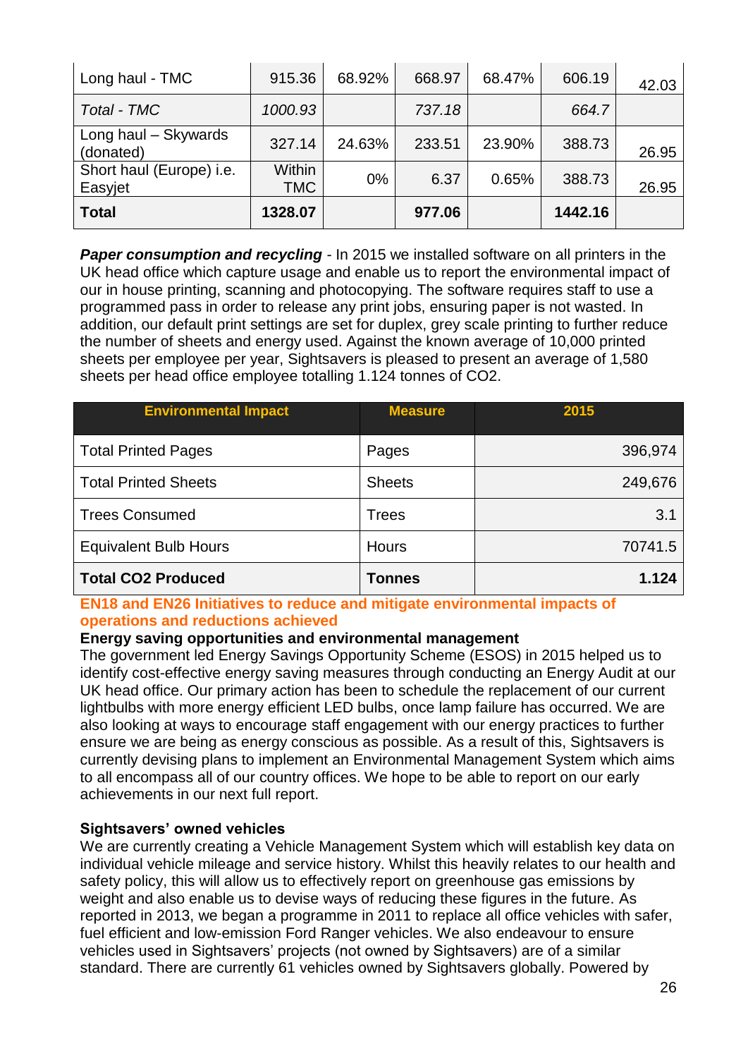| Long haul - TMC | 915.36 | 68.92% | 668.97 | 68.47% | 606.19 | 42.03 |
|---|---|---|---|---|---|---|
| *Total - TMC* | *1000.93* | | *737.18* | | *664.7* | |
| Long haul – Skywards (donated) | 327.14 | 24.63% | 233.51 | 23.90% | 388.73 | 26.95 |
| Short haul (Europe) i.e. Easyjet | Within TMC | 0% | 6.37 | 0.65% | 388.73 | 26.95 |
| **Total** | **1328.07** | | **977.06** | | **1442.16** | |

***Paper consumption and recycling*** - In 2015 we installed software on all printers in the UK head office which capture usage and enable us to report the environmental impact of our in house printing, scanning and photocopying. The software requires staff to use a programmed pass in order to release any print jobs, ensuring paper is not wasted. In addition, our default print settings are set for duplex, grey scale printing to further reduce the number of sheets and energy used. Against the known average of 10,000 printed sheets per employee per year, Sightsavers is pleased to present an average of 1,580 sheets per head office employee totalling 1.124 tonnes of $CO_2$.

| Environmental Impact | Measure | 2015 |
|---|---|---|
| Total Printed Pages | Pages | 396,974 |
| Total Printed Sheets | Sheets | 249,676 |
| Trees Consumed | Trees | 3.1 |
| Equivalent Bulb Hours | Hours | 70741.5 |
| **Total CO2 Produced** | **Tonnes** | **1.124** |

## EN18 and EN26 Initiatives to reduce and mitigate environmental impacts of operations and reductions achieved

**Energy saving opportunities and environmental management**

The government led Energy Savings Opportunity Scheme (ESOS) in 2015 helped us to identify cost-effective energy saving measures through conducting an Energy Audit at our UK head office. Our primary action has been to schedule the replacement of our current lightbulbs with more energy efficient LED bulbs, once lamp failure has occurred. We are also looking at ways to encourage staff engagement with our energy practices to further ensure we are being as energy conscious as possible. As a result of this, Sightsavers is currently devising plans to implement an Environmental Management System which aims to all encompass all of our country offices. We hope to be able to report on our early achievements in our next full report.

**Sightsavers' owned vehicles**

We are currently creating a Vehicle Management System which will establish key data on individual vehicle mileage and service history. Whilst this heavily relates to our health and safety policy, this will allow us to effectively report on greenhouse gas emissions by weight and also enable us to devise ways of reducing these figures in the future. As reported in 2013, we began a programme in 2011 to replace all office vehicles with safer, fuel efficient and low-emission Ford Ranger vehicles. We also endeavour to ensure vehicles used in Sightsavers' projects (not owned by Sightsavers) are of a similar standard. There are currently 61 vehicles owned by Sightsavers globally. Powered by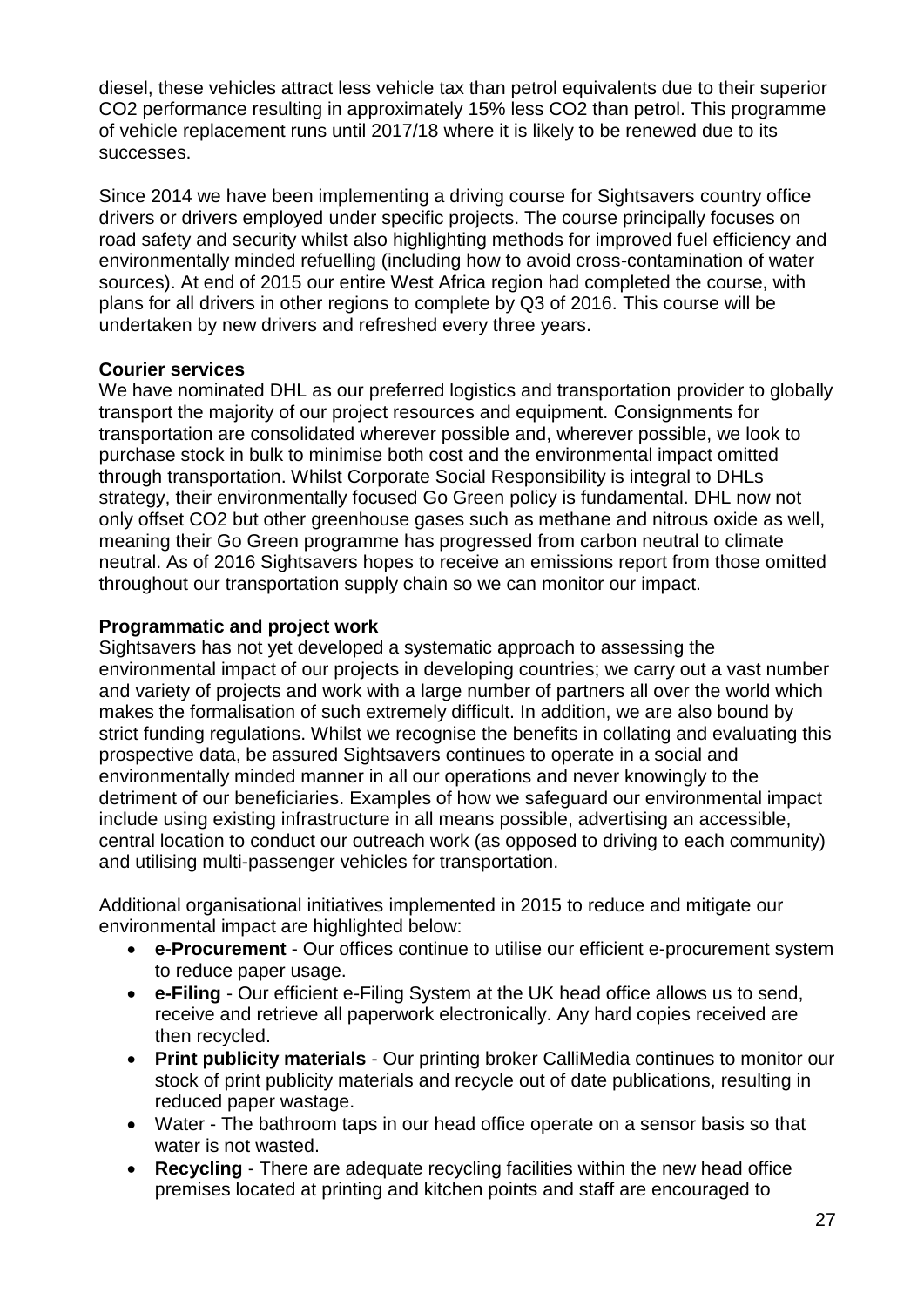diesel, these vehicles attract less vehicle tax than petrol equivalents due to their superior $CO_2$ performance resulting in approximately 15% less $CO_2$ than petrol. This programme of vehicle replacement runs until 2017/18 where it is likely to be renewed due to its successes.

Since 2014 we have been implementing a driving course for Sightsavers country office drivers or drivers employed under specific projects. The course principally focuses on road safety and security whilst also highlighting methods for improved fuel efficiency and environmentally minded refuelling (including how to avoid cross-contamination of water sources). At end of 2015 our entire West Africa region had completed the course, with plans for all drivers in other regions to complete by Q3 of 2016. This course will be undertaken by new drivers and refreshed every three years.

**Courier services**

We have nominated DHL as our preferred logistics and transportation provider to globally transport the majority of our project resources and equipment. Consignments for transportation are consolidated wherever possible and, wherever possible, we look to purchase stock in bulk to minimise both cost and the environmental impact omitted through transportation. Whilst Corporate Social Responsibility is integral to DHLs strategy, their environmentally focused Go Green policy is fundamental. DHL now not only offset $CO_2$ but other greenhouse gases such as methane and nitrous oxide as well, meaning their Go Green programme has progressed from carbon neutral to climate neutral. As of 2016 Sightsavers hopes to receive an emissions report from those omitted throughout our transportation supply chain so we can monitor our impact.

**Programmatic and project work**

Sightsavers has not yet developed a systematic approach to assessing the environmental impact of our projects in developing countries; we carry out a vast number and variety of projects and work with a large number of partners all over the world which makes the formalisation of such extremely difficult. In addition, we are also bound by strict funding regulations. Whilst we recognise the benefits in collating and evaluating this prospective data, be assured Sightsavers continues to operate in a social and environmentally minded manner in all our operations and never knowingly to the detriment of our beneficiaries. Examples of how we safeguard our environmental impact include using existing infrastructure in all means possible, advertising an accessible, central location to conduct our outreach work (as opposed to driving to each community) and utilising multi-passenger vehicles for transportation.

Additional organisational initiatives implemented in 2015 to reduce and mitigate our environmental impact are highlighted below:

- **e-Procurement** - Our offices continue to utilise our efficient e-procurement system to reduce paper usage.
- **e-Filing** - Our efficient e-Filing System at the UK head office allows us to send, receive and retrieve all paperwork electronically. Any hard copies received are then recycled.
- **Print publicity materials** - Our printing broker CalliMedia continues to monitor our stock of print publicity materials and recycle out of date publications, resulting in reduced paper wastage.
- Water - The bathroom taps in our head office operate on a sensor basis so that water is not wasted.
- **Recycling** - There are adequate recycling facilities within the new head office premises located at printing and kitchen points and staff are encouraged to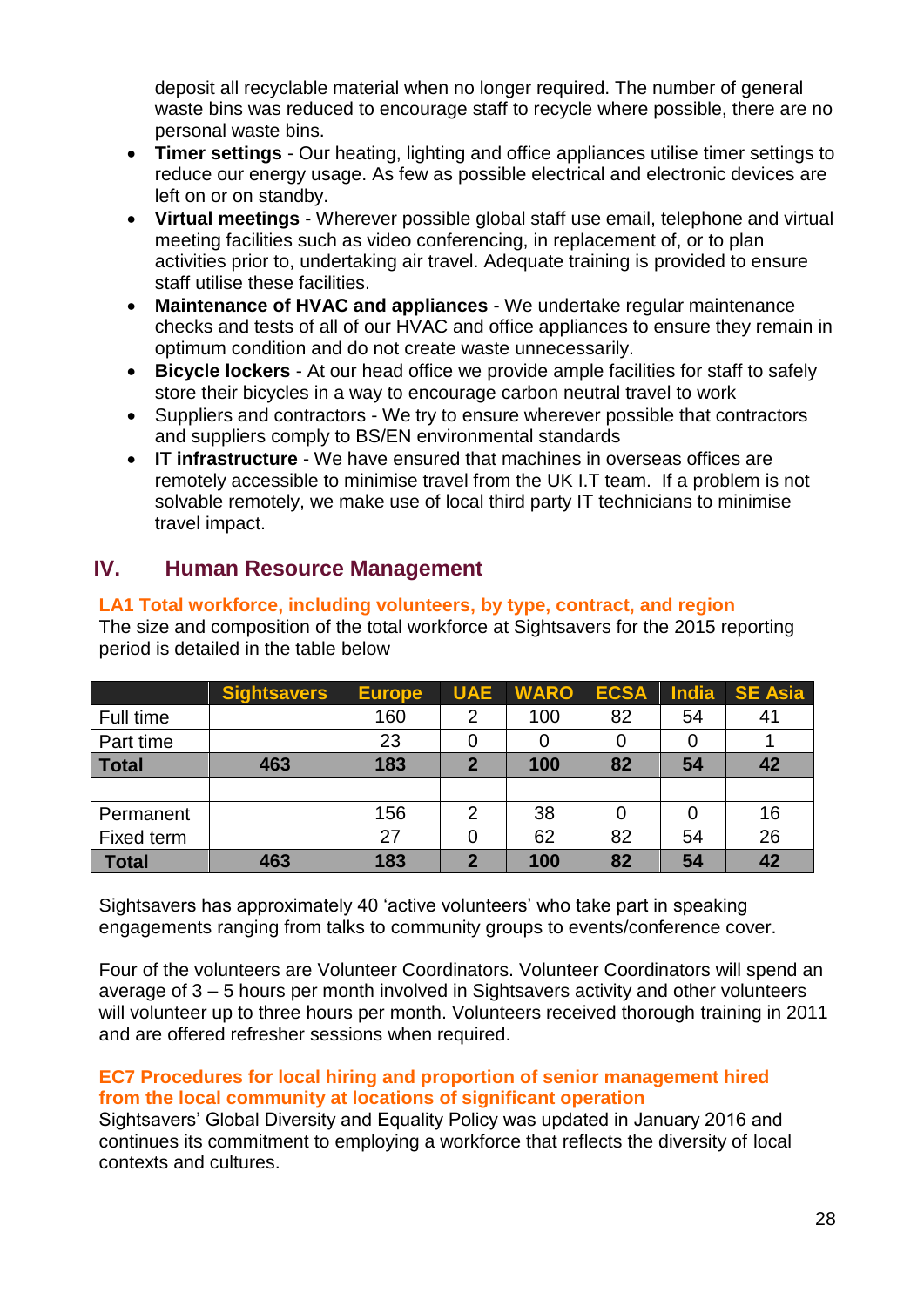deposit all recyclable material when no longer required. The number of general waste bins was reduced to encourage staff to recycle where possible, there are no personal waste bins.

- **Timer settings** - Our heating, lighting and office appliances utilise timer settings to reduce our energy usage. As few as possible electrical and electronic devices are left on or on standby.
- **Virtual meetings** - Wherever possible global staff use email, telephone and virtual meeting facilities such as video conferencing, in replacement of, or to plan activities prior to, undertaking air travel. Adequate training is provided to ensure staff utilise these facilities.
- **Maintenance of HVAC and appliances** - We undertake regular maintenance checks and tests of all of our HVAC and office appliances to ensure they remain in optimum condition and do not create waste unnecessarily.
- **Bicycle lockers** - At our head office we provide ample facilities for staff to safely store their bicycles in a way to encourage carbon neutral travel to work
- Suppliers and contractors - We try to ensure wherever possible that contractors and suppliers comply to BS/EN environmental standards
- **IT infrastructure** - We have ensured that machines in overseas offices are remotely accessible to minimise travel from the UK I.T team. If a problem is not solvable remotely, we make use of local third party IT technicians to minimise travel impact.

## IV. Human Resource Management

### LA1 Total workforce, including volunteers, by type, contract, and region

The size and composition of the total workforce at Sightsavers for the 2015 reporting period is detailed in the table below

| | Sightsavers | Europe | UAE | WARO | ECSA | India | SE Asia |
|---|---|---|---|---|---|---|---|
| Full time | | 160 | 2 | 100 | 82 | 54 | 41 |
| Part time | | 23 | 0 | 0 | 0 | 0 | 1 |
| **Total** | **463** | **183** | **2** | **100** | **82** | **54** | **42** |
| | | | | | | | |
| Permanent | | 156 | 2 | 38 | 0 | 0 | 16 |
| Fixed term | | 27 | 0 | 62 | 82 | 54 | 26 |
| **Total** | **463** | **183** | **2** | **100** | **82** | **54** | **42** |

Sightsavers has approximately 40 'active volunteers' who take part in speaking engagements ranging from talks to community groups to events/conference cover.

Four of the volunteers are Volunteer Coordinators. Volunteer Coordinators will spend an average of 3 – 5 hours per month involved in Sightsavers activity and other volunteers will volunteer up to three hours per month. Volunteers received thorough training in 2011 and are offered refresher sessions when required.

### EC7 Procedures for local hiring and proportion of senior management hired from the local community at locations of significant operation

Sightsavers' Global Diversity and Equality Policy was updated in January 2016 and continues its commitment to employing a workforce that reflects the diversity of local contexts and cultures.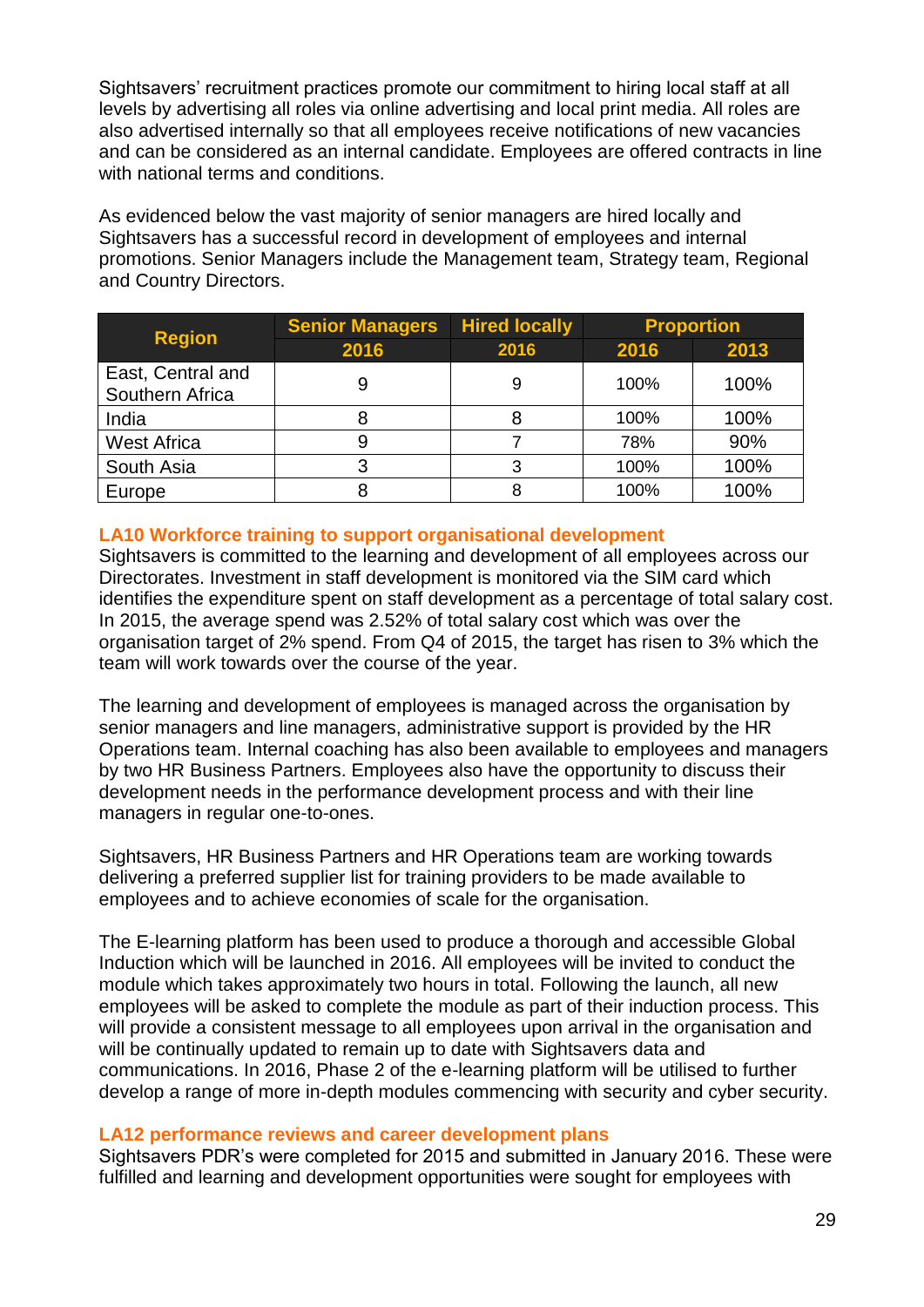Sightsavers' recruitment practices promote our commitment to hiring local staff at all levels by advertising all roles via online advertising and local print media. All roles are also advertised internally so that all employees receive notifications of new vacancies and can be considered as an internal candidate. Employees are offered contracts in line with national terms and conditions.

As evidenced below the vast majority of senior managers are hired locally and Sightsavers has a successful record in development of employees and internal promotions. Senior Managers include the Management team, Strategy team, Regional and Country Directors.

| Region | Senior Managers | Hired locally | Proportion | |
|---|---|---|---|---|
| | 2016 | 2016 | 2016 | 2013 |
| East, Central and Southern Africa | 9 | 9 | 100% | 100% |
| India | 8 | 8 | 100% | 100% |
| West Africa | 9 | 7 | 78% | 90% |
| South Asia | 3 | 3 | 100% | 100% |
| Europe | 8 | 8 | 100% | 100% |

### LA10 Workforce training to support organisational development

Sightsavers is committed to the learning and development of all employees across our Directorates. Investment in staff development is monitored via the SIM card which identifies the expenditure spent on staff development as a percentage of total salary cost. In 2015, the average spend was 2.52% of total salary cost which was over the organisation target of 2% spend. From Q4 of 2015, the target has risen to 3% which the team will work towards over the course of the year.

The learning and development of employees is managed across the organisation by senior managers and line managers, administrative support is provided by the HR Operations team. Internal coaching has also been available to employees and managers by two HR Business Partners. Employees also have the opportunity to discuss their development needs in the performance development process and with their line managers in regular one-to-ones.

Sightsavers, HR Business Partners and HR Operations team are working towards delivering a preferred supplier list for training providers to be made available to employees and to achieve economies of scale for the organisation.

The E-learning platform has been used to produce a thorough and accessible Global Induction which will be launched in 2016. All employees will be invited to conduct the module which takes approximately two hours in total. Following the launch, all new employees will be asked to complete the module as part of their induction process. This will provide a consistent message to all employees upon arrival in the organisation and will be continually updated to remain up to date with Sightsavers data and communications. In 2016, Phase 2 of the e-learning platform will be utilised to further develop a range of more in-depth modules commencing with security and cyber security.

### LA12 performance reviews and career development plans

Sightsavers PDR's were completed for 2015 and submitted in January 2016. These were fulfilled and learning and development opportunities were sought for employees with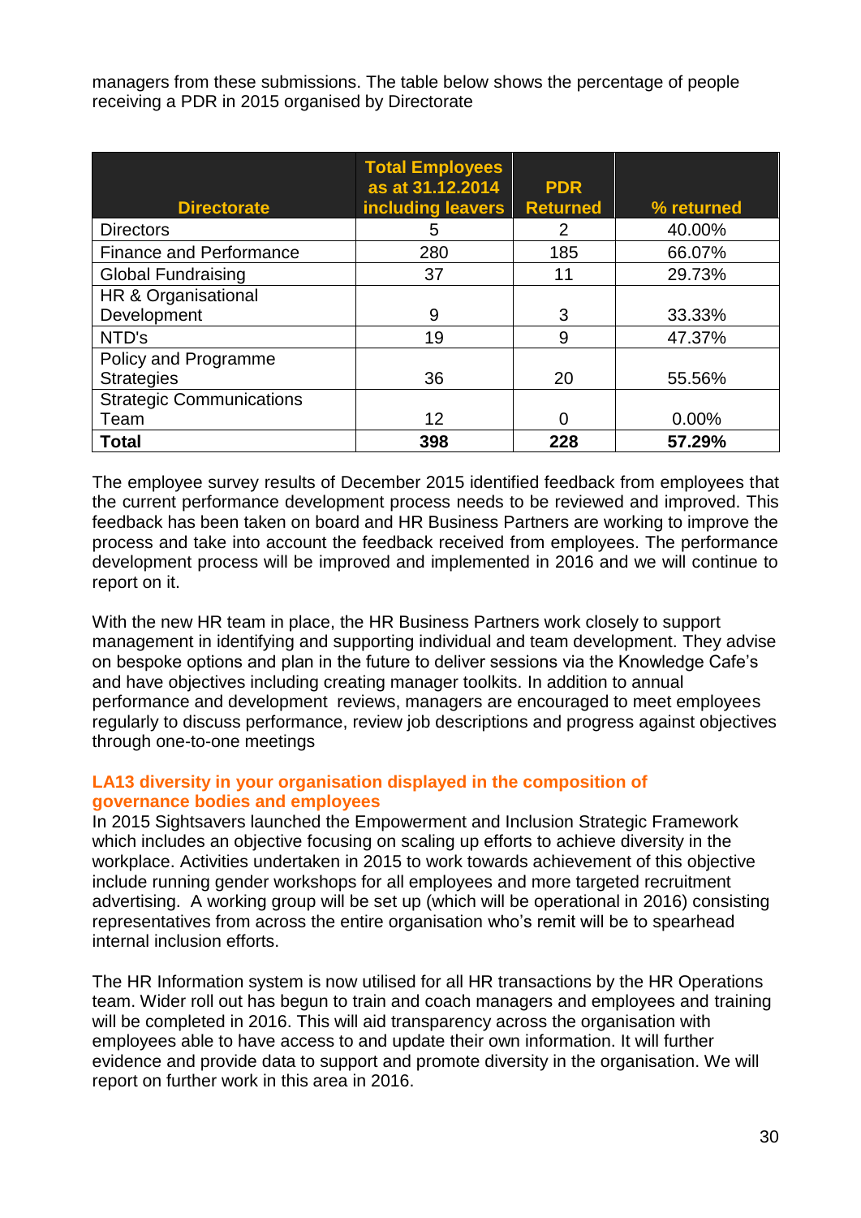managers from these submissions. The table below shows the percentage of people receiving a PDR in 2015 organised by Directorate

| Directorate | Total Employees as at 31.12.2014 including leavers | PDR Returned | % returned |
|---|---|---|---|
| Directors | 5 | 2 | 40.00% |
| Finance and Performance | 280 | 185 | 66.07% |
| Global Fundraising | 37 | 11 | 29.73% |
| HR & Organisational Development | 9 | 3 | 33.33% |
| NTD's | 19 | 9 | 47.37% |
| Policy and Programme Strategies | 36 | 20 | 55.56% |
| Strategic Communications Team | 12 | 0 | 0.00% |
| **Total** | **398** | **228** | **57.29%** |

The employee survey results of December 2015 identified feedback from employees that the current performance development process needs to be reviewed and improved. This feedback has been taken on board and HR Business Partners are working to improve the process and take into account the feedback received from employees. The performance development process will be improved and implemented in 2016 and we will continue to report on it.

With the new HR team in place, the HR Business Partners work closely to support management in identifying and supporting individual and team development. They advise on bespoke options and plan in the future to deliver sessions via the Knowledge Cafe's and have objectives including creating manager toolkits. In addition to annual performance and development reviews, managers are encouraged to meet employees regularly to discuss performance, review job descriptions and progress against objectives through one-to-one meetings

### LA13 diversity in your organisation displayed in the composition of governance bodies and employees

In 2015 Sightsavers launched the Empowerment and Inclusion Strategic Framework which includes an objective focusing on scaling up efforts to achieve diversity in the workplace. Activities undertaken in 2015 to work towards achievement of this objective include running gender workshops for all employees and more targeted recruitment advertising. A working group will be set up (which will be operational in 2016) consisting representatives from across the entire organisation who's remit will be to spearhead internal inclusion efforts.

The HR Information system is now utilised for all HR transactions by the HR Operations team. Wider roll out has begun to train and coach managers and employees and training will be completed in 2016. This will aid transparency across the organisation with employees able to have access to and update their own information. It will further evidence and provide data to support and promote diversity in the organisation. We will report on further work in this area in 2016.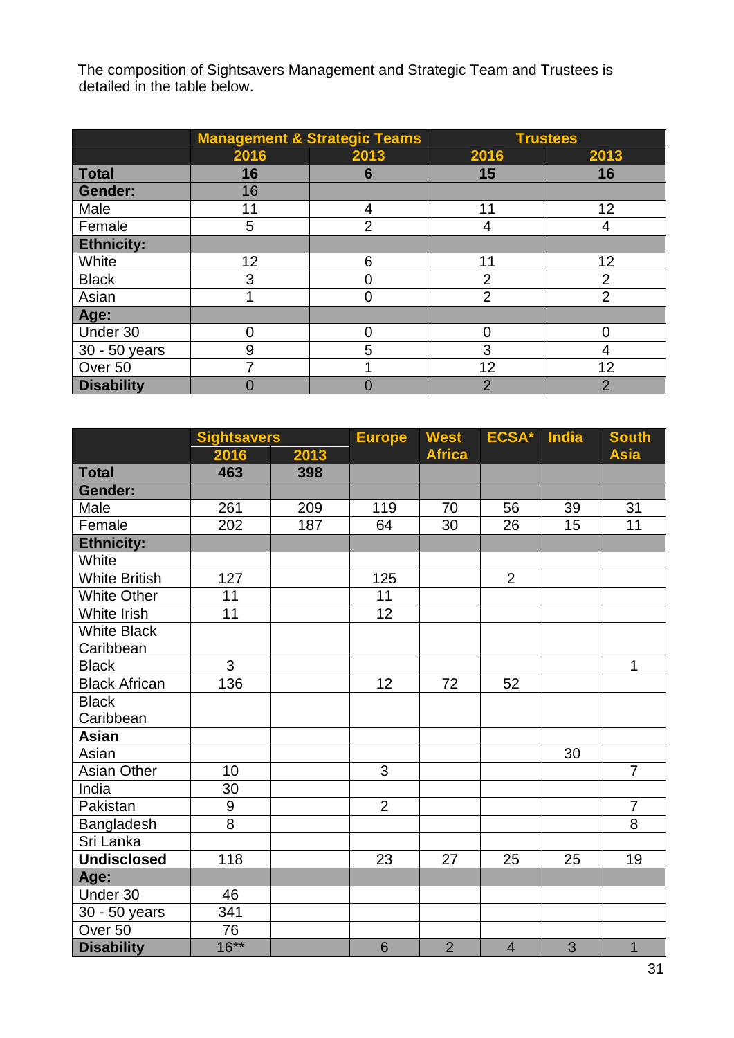The composition of Sightsavers Management and Strategic Team and Trustees is detailed in the table below.

| | Management & Strategic Teams | | Trustees | |
|---|---|---|---|---|
| | 2016 | 2013 | 2016 | 2013 |
| **Total** | **16** | **6** | **15** | **16** |
| **Gender:** | 16 | | | |
| Male | 11 | 4 | 11 | 12 |
| Female | 5 | 2 | 4 | 4 |
| **Ethnicity:** | | | | |
| White | 12 | 6 | 11 | 12 |
| Black | 3 | 0 | 2 | 2 |
| Asian | 1 | 0 | 2 | 2 |
| **Age:** | | | | |
| Under 30 | 0 | 0 | 0 | 0 |
| 30 - 50 years | 9 | 5 | 3 | 4 |
| Over 50 | 7 | 1 | 12 | 12 |
| **Disability** | 0 | 0 | 2 | 2 |

| | Sightsavers | | Europe | West Africa | ECSA* | India | South Asia |
|---|---|---|---|---|---|---|---|
| | 2016 | 2013 | | | | | |
| **Total** | **463** | **398** | | | | | |
| **Gender:** | | | | | | | |
| Male | 261 | 209 | 119 | 70 | 56 | 39 | 31 |
| Female | 202 | 187 | 64 | 30 | 26 | 15 | 11 |
| **Ethnicity:** | | | | | | | |
| White | | | | | | | |
| White British | 127 | | 125 | | 2 | | |
| White Other | 11 | | 11 | | | | |
| White Irish | 11 | | 12 | | | | |
| White Black Caribbean | | | | | | | |
| Black | 3 | | | | | | 1 |
| Black African | 136 | | 12 | 72 | 52 | | |
| Black Caribbean | | | | | | | |
| **Asian** | | | | | | | |
| Asian | | | | | | 30 | |
| Asian Other | 10 | | 3 | | | | 7 |
| India | 30 | | | | | | |
| Pakistan | 9 | | 2 | | | | 7 |
| Bangladesh | 8 | | | | | | 8 |
| Sri Lanka | | | | | | | |
| **Undisclosed** | 118 | | 23 | 27 | 25 | 25 | 19 |
| **Age:** | | | | | | | |
| Under 30 | 46 | | | | | | |
| 30 - 50 years | 341 | | | | | | |
| Over 50 | 76 | | | | | | |
| **Disability** | 16** | | 6 | 2 | 4 | 3 | 1 |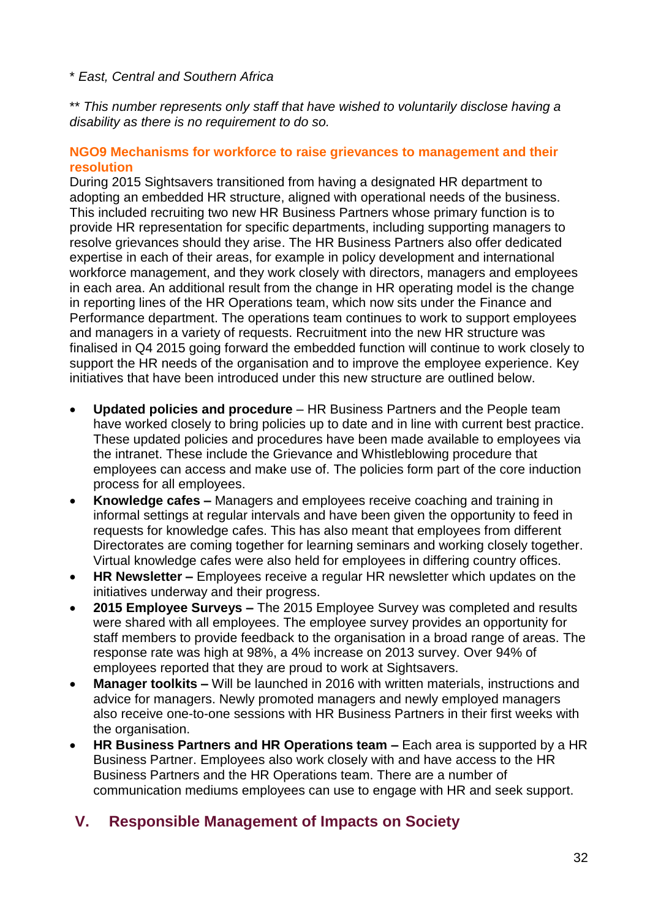\* *East, Central and Southern Africa*

\*\* *This number represents only staff that have wished to voluntarily disclose having a disability as there is no requirement to do so.*

### NGO9 Mechanisms for workforce to raise grievances to management and their resolution

During 2015 Sightsavers transitioned from having a designated HR department to adopting an embedded HR structure, aligned with operational needs of the business. This included recruiting two new HR Business Partners whose primary function is to provide HR representation for specific departments, including supporting managers to resolve grievances should they arise. The HR Business Partners also offer dedicated expertise in each of their areas, for example in policy development and international workforce management, and they work closely with directors, managers and employees in each area. An additional result from the change in HR operating model is the change in reporting lines of the HR Operations team, which now sits under the Finance and Performance department. The operations team continues to work to support employees and managers in a variety of requests. Recruitment into the new HR structure was finalised in Q4 2015 going forward the embedded function will continue to work closely to support the HR needs of the organisation and to improve the employee experience. Key initiatives that have been introduced under this new structure are outlined below.

- **Updated policies and procedure** – HR Business Partners and the People team have worked closely to bring policies up to date and in line with current best practice. These updated policies and procedures have been made available to employees via the intranet. These include the Grievance and Whistleblowing procedure that employees can access and make use of. The policies form part of the core induction process for all employees.
- **Knowledge cafes –** Managers and employees receive coaching and training in informal settings at regular intervals and have been given the opportunity to feed in requests for knowledge cafes. This has also meant that employees from different Directorates are coming together for learning seminars and working closely together. Virtual knowledge cafes were also held for employees in differing country offices.
- **HR Newsletter –** Employees receive a regular HR newsletter which updates on the initiatives underway and their progress.
- **2015 Employee Surveys –** The 2015 Employee Survey was completed and results were shared with all employees. The employee survey provides an opportunity for staff members to provide feedback to the organisation in a broad range of areas. The response rate was high at 98%, a 4% increase on 2013 survey. Over 94% of employees reported that they are proud to work at Sightsavers.
- **Manager toolkits –** Will be launched in 2016 with written materials, instructions and advice for managers. Newly promoted managers and newly employed managers also receive one-to-one sessions with HR Business Partners in their first weeks with the organisation.
- **HR Business Partners and HR Operations team –** Each area is supported by a HR Business Partner. Employees also work closely with and have access to the HR Business Partners and the HR Operations team. There are a number of communication mediums employees can use to engage with HR and seek support.

## V. Responsible Management of Impacts on Society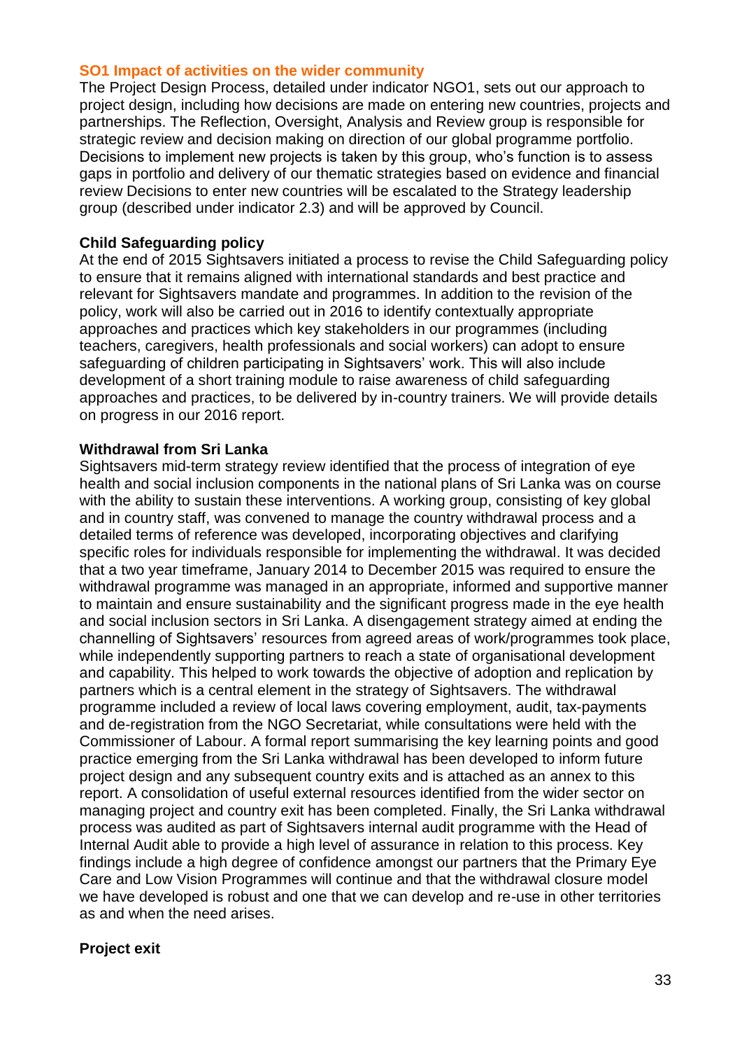## SO1 Impact of activities on the wider community

The Project Design Process, detailed under indicator NGO1, sets out our approach to project design, including how decisions are made on entering new countries, projects and partnerships. The Reflection, Oversight, Analysis and Review group is responsible for strategic review and decision making on direction of our global programme portfolio. Decisions to implement new projects is taken by this group, who's function is to assess gaps in portfolio and delivery of our thematic strategies based on evidence and financial review Decisions to enter new countries will be escalated to the Strategy leadership group (described under indicator 2.3) and will be approved by Council.

### Child Safeguarding policy

At the end of 2015 Sightsavers initiated a process to revise the Child Safeguarding policy to ensure that it remains aligned with international standards and best practice and relevant for Sightsavers mandate and programmes. In addition to the revision of the policy, work will also be carried out in 2016 to identify contextually appropriate approaches and practices which key stakeholders in our programmes (including teachers, caregivers, health professionals and social workers) can adopt to ensure safeguarding of children participating in Sightsavers' work. This will also include development of a short training module to raise awareness of child safeguarding approaches and practices, to be delivered by in-country trainers. We will provide details on progress in our 2016 report.

### Withdrawal from Sri Lanka

Sightsavers mid-term strategy review identified that the process of integration of eye health and social inclusion components in the national plans of Sri Lanka was on course with the ability to sustain these interventions. A working group, consisting of key global and in country staff, was convened to manage the country withdrawal process and a detailed terms of reference was developed, incorporating objectives and clarifying specific roles for individuals responsible for implementing the withdrawal. It was decided that a two year timeframe, January 2014 to December 2015 was required to ensure the withdrawal programme was managed in an appropriate, informed and supportive manner to maintain and ensure sustainability and the significant progress made in the eye health and social inclusion sectors in Sri Lanka. A disengagement strategy aimed at ending the channelling of Sightsavers' resources from agreed areas of work/programmes took place, while independently supporting partners to reach a state of organisational development and capability. This helped to work towards the objective of adoption and replication by partners which is a central element in the strategy of Sightsavers. The withdrawal programme included a review of local laws covering employment, audit, tax-payments and de-registration from the NGO Secretariat, while consultations were held with the Commissioner of Labour. A formal report summarising the key learning points and good practice emerging from the Sri Lanka withdrawal has been developed to inform future project design and any subsequent country exits and is attached as an annex to this report. A consolidation of useful external resources identified from the wider sector on managing project and country exit has been completed. Finally, the Sri Lanka withdrawal process was audited as part of Sightsavers internal audit programme with the Head of Internal Audit able to provide a high level of assurance in relation to this process. Key findings include a high degree of confidence amongst our partners that the Primary Eye Care and Low Vision Programmes will continue and that the withdrawal closure model we have developed is robust and one that we can develop and re-use in other territories as and when the need arises.

### Project exit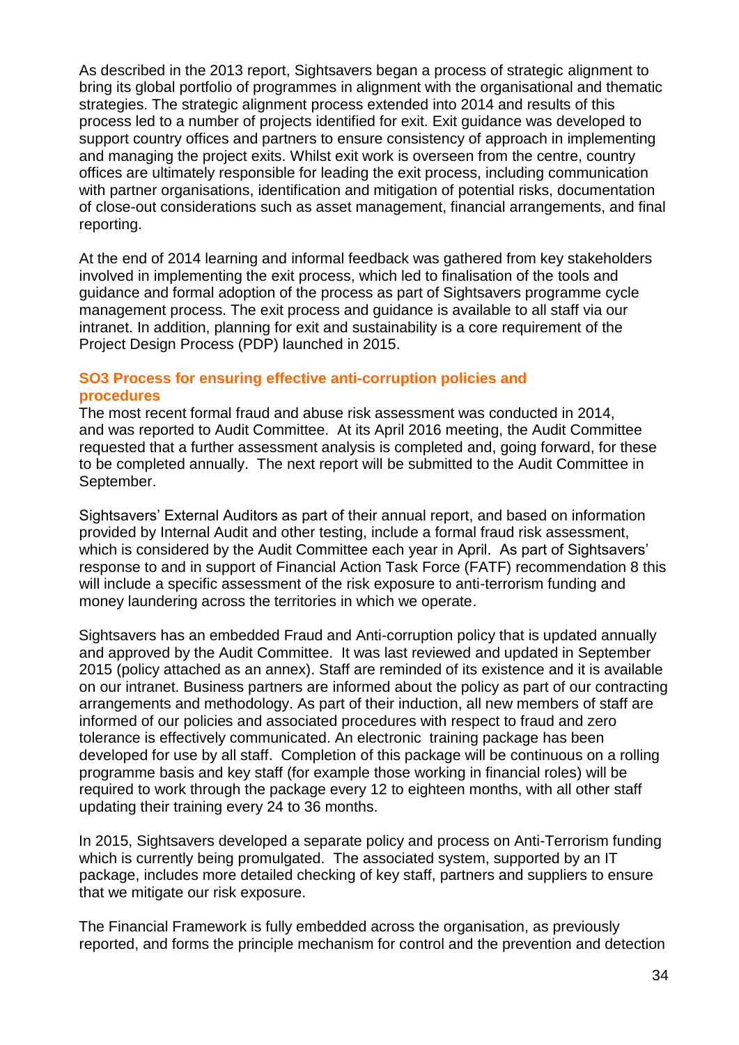As described in the 2013 report, Sightsavers began a process of strategic alignment to bring its global portfolio of programmes in alignment with the organisational and thematic strategies. The strategic alignment process extended into 2014 and results of this process led to a number of projects identified for exit. Exit guidance was developed to support country offices and partners to ensure consistency of approach in implementing and managing the project exits. Whilst exit work is overseen from the centre, country offices are ultimately responsible for leading the exit process, including communication with partner organisations, identification and mitigation of potential risks, documentation of close-out considerations such as asset management, financial arrangements, and final reporting.

At the end of 2014 learning and informal feedback was gathered from key stakeholders involved in implementing the exit process, which led to finalisation of the tools and guidance and formal adoption of the process as part of Sightsavers programme cycle management process. The exit process and guidance is available to all staff via our intranet. In addition, planning for exit and sustainability is a core requirement of the Project Design Process (PDP) launched in 2015.

### SO3 Process for ensuring effective anti-corruption policies and procedures

The most recent formal fraud and abuse risk assessment was conducted in 2014, and was reported to Audit Committee. At its April 2016 meeting, the Audit Committee requested that a further assessment analysis is completed and, going forward, for these to be completed annually. The next report will be submitted to the Audit Committee in September.

Sightsavers' External Auditors as part of their annual report, and based on information provided by Internal Audit and other testing, include a formal fraud risk assessment, which is considered by the Audit Committee each year in April. As part of Sightsavers' response to and in support of Financial Action Task Force (FATF) recommendation 8 this will include a specific assessment of the risk exposure to anti-terrorism funding and money laundering across the territories in which we operate.

Sightsavers has an embedded Fraud and Anti-corruption policy that is updated annually and approved by the Audit Committee. It was last reviewed and updated in September 2015 (policy attached as an annex). Staff are reminded of its existence and it is available on our intranet. Business partners are informed about the policy as part of our contracting arrangements and methodology. As part of their induction, all new members of staff are informed of our policies and associated procedures with respect to fraud and zero tolerance is effectively communicated. An electronic training package has been developed for use by all staff. Completion of this package will be continuous on a rolling programme basis and key staff (for example those working in financial roles) will be required to work through the package every 12 to eighteen months, with all other staff updating their training every 24 to 36 months.

In 2015, Sightsavers developed a separate policy and process on Anti-Terrorism funding which is currently being promulgated. The associated system, supported by an IT package, includes more detailed checking of key staff, partners and suppliers to ensure that we mitigate our risk exposure.

The Financial Framework is fully embedded across the organisation, as previously reported, and forms the principle mechanism for control and the prevention and detection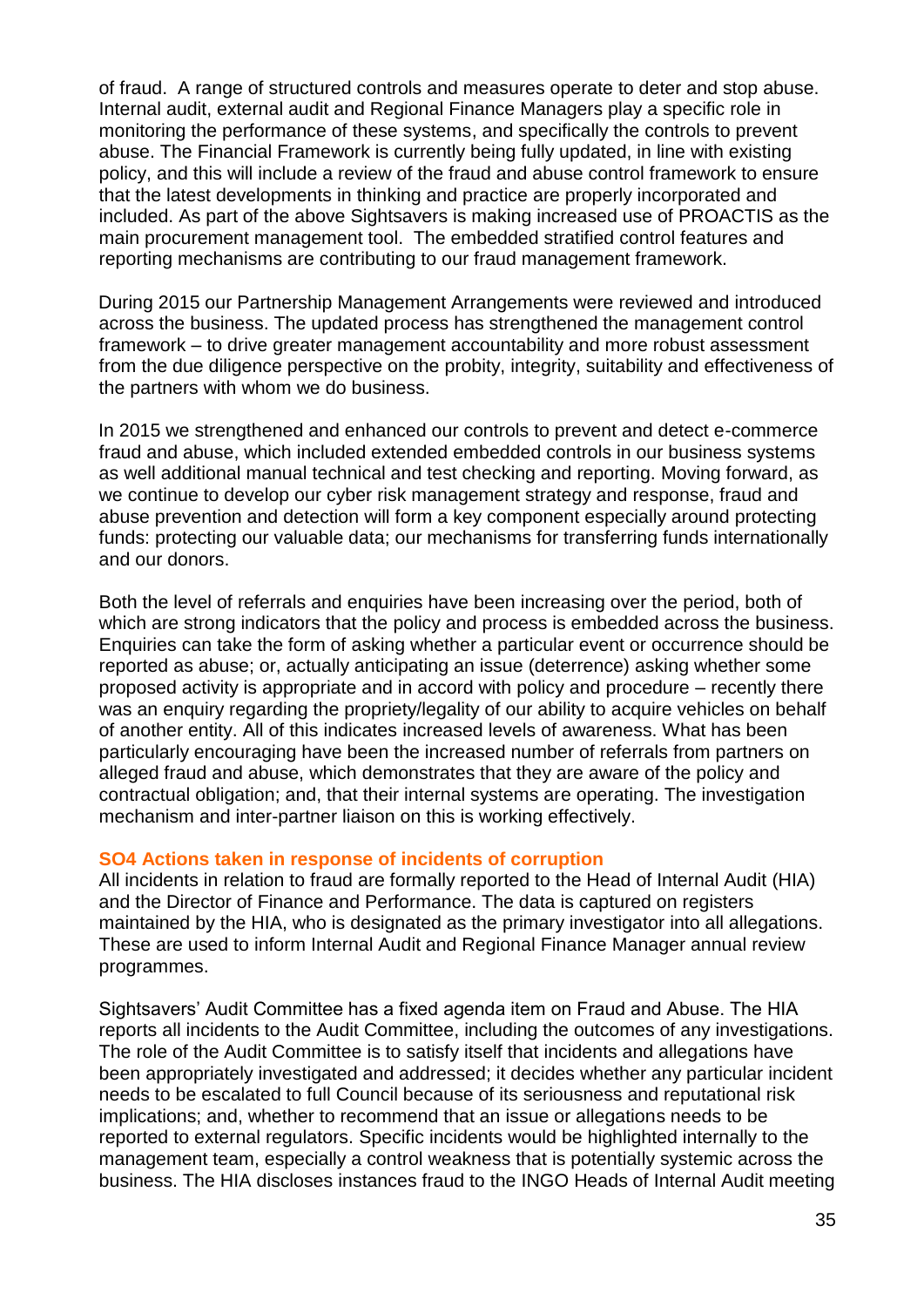of fraud. A range of structured controls and measures operate to deter and stop abuse. Internal audit, external audit and Regional Finance Managers play a specific role in monitoring the performance of these systems, and specifically the controls to prevent abuse. The Financial Framework is currently being fully updated, in line with existing policy, and this will include a review of the fraud and abuse control framework to ensure that the latest developments in thinking and practice are properly incorporated and included. As part of the above Sightsavers is making increased use of PROACTIS as the main procurement management tool. The embedded stratified control features and reporting mechanisms are contributing to our fraud management framework.

During 2015 our Partnership Management Arrangements were reviewed and introduced across the business. The updated process has strengthened the management control framework – to drive greater management accountability and more robust assessment from the due diligence perspective on the probity, integrity, suitability and effectiveness of the partners with whom we do business.

In 2015 we strengthened and enhanced our controls to prevent and detect e-commerce fraud and abuse, which included extended embedded controls in our business systems as well additional manual technical and test checking and reporting. Moving forward, as we continue to develop our cyber risk management strategy and response, fraud and abuse prevention and detection will form a key component especially around protecting funds: protecting our valuable data; our mechanisms for transferring funds internationally and our donors.

Both the level of referrals and enquiries have been increasing over the period, both of which are strong indicators that the policy and process is embedded across the business. Enquiries can take the form of asking whether a particular event or occurrence should be reported as abuse; or, actually anticipating an issue (deterrence) asking whether some proposed activity is appropriate and in accord with policy and procedure – recently there was an enquiry regarding the propriety/legality of our ability to acquire vehicles on behalf of another entity. All of this indicates increased levels of awareness. What has been particularly encouraging have been the increased number of referrals from partners on alleged fraud and abuse, which demonstrates that they are aware of the policy and contractual obligation; and, that their internal systems are operating. The investigation mechanism and inter-partner liaison on this is working effectively.

### SO4 Actions taken in response of incidents of corruption

All incidents in relation to fraud are formally reported to the Head of Internal Audit (HIA) and the Director of Finance and Performance. The data is captured on registers maintained by the HIA, who is designated as the primary investigator into all allegations. These are used to inform Internal Audit and Regional Finance Manager annual review programmes.

Sightsavers' Audit Committee has a fixed agenda item on Fraud and Abuse. The HIA reports all incidents to the Audit Committee, including the outcomes of any investigations. The role of the Audit Committee is to satisfy itself that incidents and allegations have been appropriately investigated and addressed; it decides whether any particular incident needs to be escalated to full Council because of its seriousness and reputational risk implications; and, whether to recommend that an issue or allegations needs to be reported to external regulators. Specific incidents would be highlighted internally to the management team, especially a control weakness that is potentially systemic across the business. The HIA discloses instances fraud to the INGO Heads of Internal Audit meeting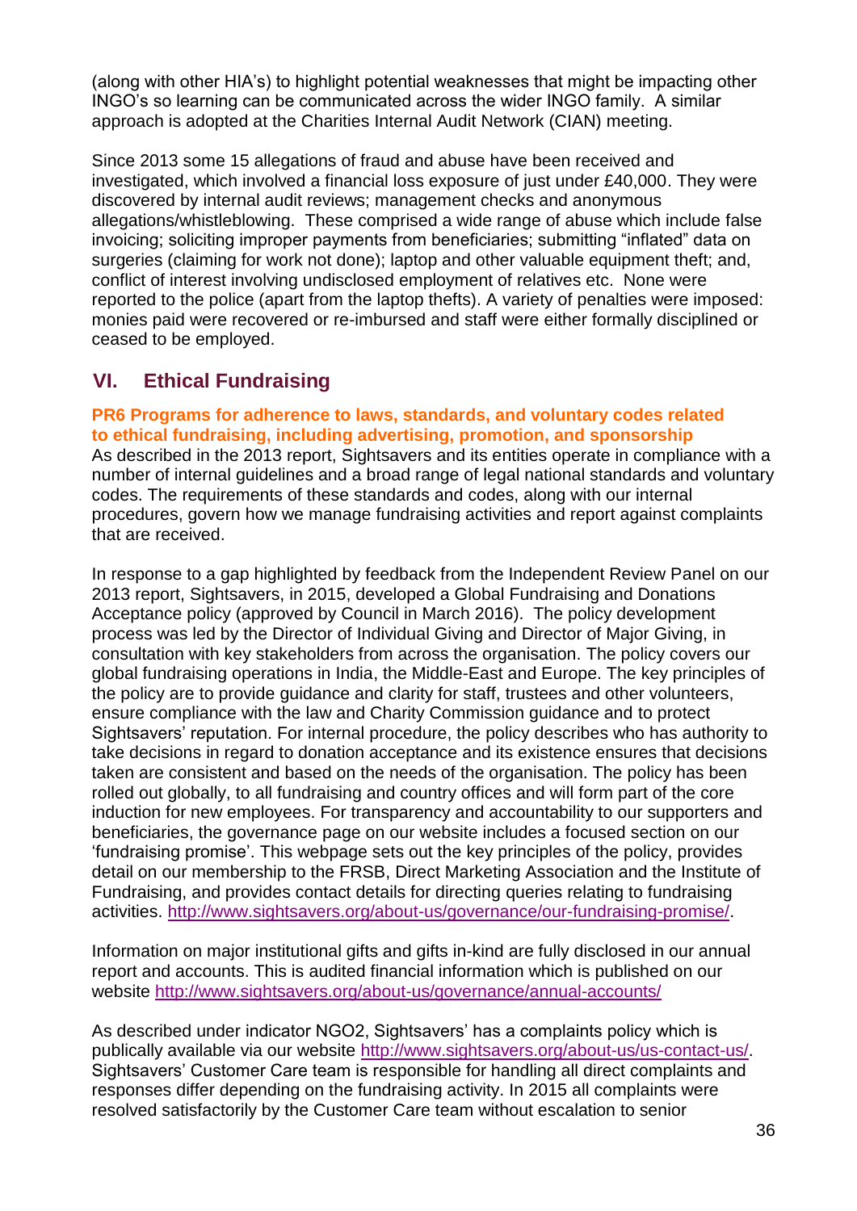(along with other HIA's) to highlight potential weaknesses that might be impacting other INGO's so learning can be communicated across the wider INGO family. A similar approach is adopted at the Charities Internal Audit Network (CIAN) meeting.

Since 2013 some 15 allegations of fraud and abuse have been received and investigated, which involved a financial loss exposure of just under £40,000. They were discovered by internal audit reviews; management checks and anonymous allegations/whistleblowing. These comprised a wide range of abuse which include false invoicing; soliciting improper payments from beneficiaries; submitting "inflated" data on surgeries (claiming for work not done); laptop and other valuable equipment theft; and, conflict of interest involving undisclosed employment of relatives etc. None were reported to the police (apart from the laptop thefts). A variety of penalties were imposed: monies paid were recovered or re-imbursed and staff were either formally disciplined or ceased to be employed.

## VI. Ethical Fundraising

**PR6 Programs for adherence to laws, standards, and voluntary codes related to ethical fundraising, including advertising, promotion, and sponsorship**

As described in the 2013 report, Sightsavers and its entities operate in compliance with a number of internal guidelines and a broad range of legal national standards and voluntary codes. The requirements of these standards and codes, along with our internal procedures, govern how we manage fundraising activities and report against complaints that are received.

In response to a gap highlighted by feedback from the Independent Review Panel on our 2013 report, Sightsavers, in 2015, developed a Global Fundraising and Donations Acceptance policy (approved by Council in March 2016). The policy development process was led by the Director of Individual Giving and Director of Major Giving, in consultation with key stakeholders from across the organisation. The policy covers our global fundraising operations in India, the Middle-East and Europe. The key principles of the policy are to provide guidance and clarity for staff, trustees and other volunteers, ensure compliance with the law and Charity Commission guidance and to protect Sightsavers' reputation. For internal procedure, the policy describes who has authority to take decisions in regard to donation acceptance and its existence ensures that decisions taken are consistent and based on the needs of the organisation. The policy has been rolled out globally, to all fundraising and country offices and will form part of the core induction for new employees. For transparency and accountability to our supporters and beneficiaries, the governance page on our website includes a focused section on our 'fundraising promise'. This webpage sets out the key principles of the policy, provides detail on our membership to the FRSB, Direct Marketing Association and the Institute of Fundraising, and provides contact details for directing queries relating to fundraising activities. http://www.sightsavers.org/about-us/governance/our-fundraising-promise/.

Information on major institutional gifts and gifts in-kind are fully disclosed in our annual report and accounts. This is audited financial information which is published on our website http://www.sightsavers.org/about-us/governance/annual-accounts/

As described under indicator NGO2, Sightsavers' has a complaints policy which is publically available via our website http://www.sightsavers.org/about-us/us-contact-us/. Sightsavers' Customer Care team is responsible for handling all direct complaints and responses differ depending on the fundraising activity. In 2015 all complaints were resolved satisfactorily by the Customer Care team without escalation to senior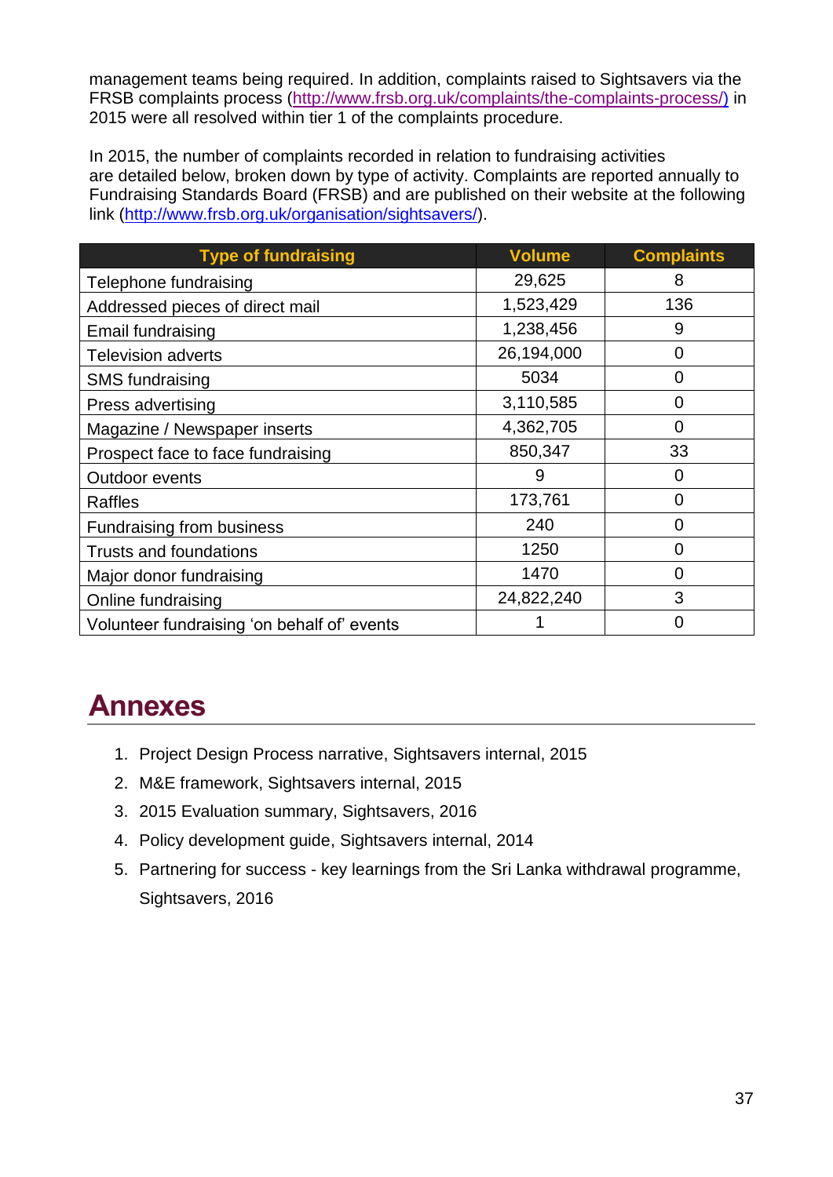management teams being required. In addition, complaints raised to Sightsavers via the FRSB complaints process (http://www.frsb.org.uk/complaints/the-complaints-process/) in 2015 were all resolved within tier 1 of the complaints procedure.

In 2015, the number of complaints recorded in relation to fundraising activities are detailed below, broken down by type of activity. Complaints are reported annually to Fundraising Standards Board (FRSB) and are published on their website at the following link (http://www.frsb.org.uk/organisation/sightsavers/).

| Type of fundraising | Volume | Complaints |
|---|---|---|
| Telephone fundraising | 29,625 | 8 |
| Addressed pieces of direct mail | 1,523,429 | 136 |
| Email fundraising | 1,238,456 | 9 |
| Television adverts | 26,194,000 | 0 |
| SMS fundraising | 5034 | 0 |
| Press advertising | 3,110,585 | 0 |
| Magazine / Newspaper inserts | 4,362,705 | 0 |
| Prospect face to face fundraising | 850,347 | 33 |
| Outdoor events | 9 | 0 |
| Raffles | 173,761 | 0 |
| Fundraising from business | 240 | 0 |
| Trusts and foundations | 1250 | 0 |
| Major donor fundraising | 1470 | 0 |
| Online fundraising | 24,822,240 | 3 |
| Volunteer fundraising 'on behalf of' events | 1 | 0 |

# Annexes

1. Project Design Process narrative, Sightsavers internal, 2015
2. M&E framework, Sightsavers internal, 2015
3. 2015 Evaluation summary, Sightsavers, 2016
4. Policy development guide, Sightsavers internal, 2014
5. Partnering for success - key learnings from the Sri Lanka withdrawal programme, Sightsavers, 2016